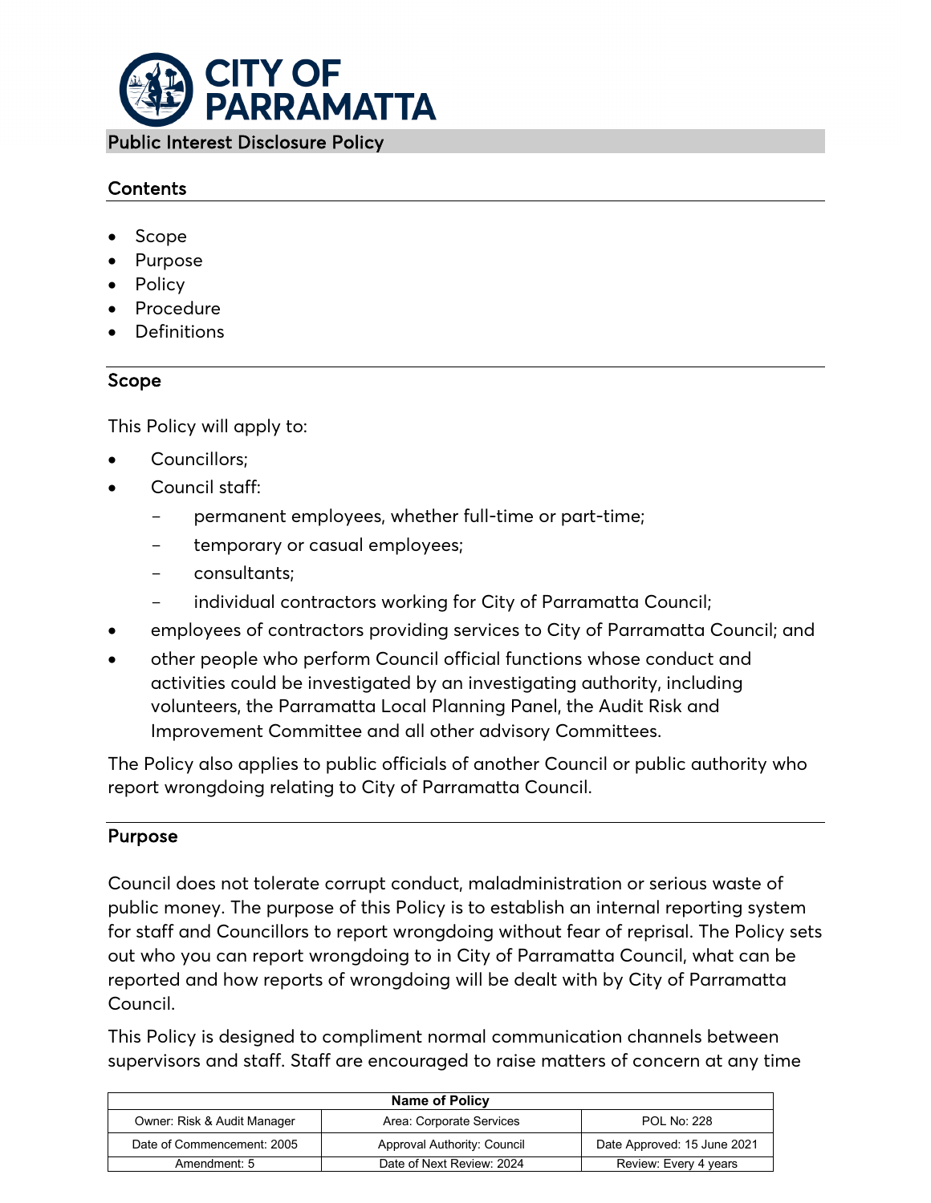# CITY OF PARRAMATTA

## Public Interest Disclosure Policy

### Contents

- Scope
- Purpose
- Policy
- Procedure
- Definitions

### Scope

This Policy will apply to:

- Councillors;
- Council staff:
  - permanent employees, whether full-time or part-time;
  - temporary or casual employees;
  - consultants;
  - individual contractors working for City of Parramatta Council;
- employees of contractors providing services to City of Parramatta Council; and
- other people who perform Council official functions whose conduct and activities could be investigated by an investigating authority, including volunteers, the Parramatta Local Planning Panel, the Audit Risk and Improvement Committee and all other advisory Committees.

The Policy also applies to public officials of another Council or public authority who report wrongdoing relating to City of Parramatta Council.

### Purpose

Council does not tolerate corrupt conduct, maladministration or serious waste of public money. The purpose of this Policy is to establish an internal reporting system for staff and Councillors to report wrongdoing without fear of reprisal. The Policy sets out who you can report wrongdoing to in City of Parramatta Council, what can be reported and how reports of wrongdoing will be dealt with by City of Parramatta Council.

This Policy is designed to compliment normal communication channels between supervisors and staff. Staff are encouraged to raise matters of concern at any time

| Name of Policy | | |
|---|---|---|
| Owner: Risk & Audit Manager | Area: Corporate Services | POL No: 228 |
| Date of Commencement: 2005 | Approval Authority: Council | Date Approved: 15 June 2021 |
| Amendment: 5 | Date of Next Review: 2024 | Review: Every 4 years |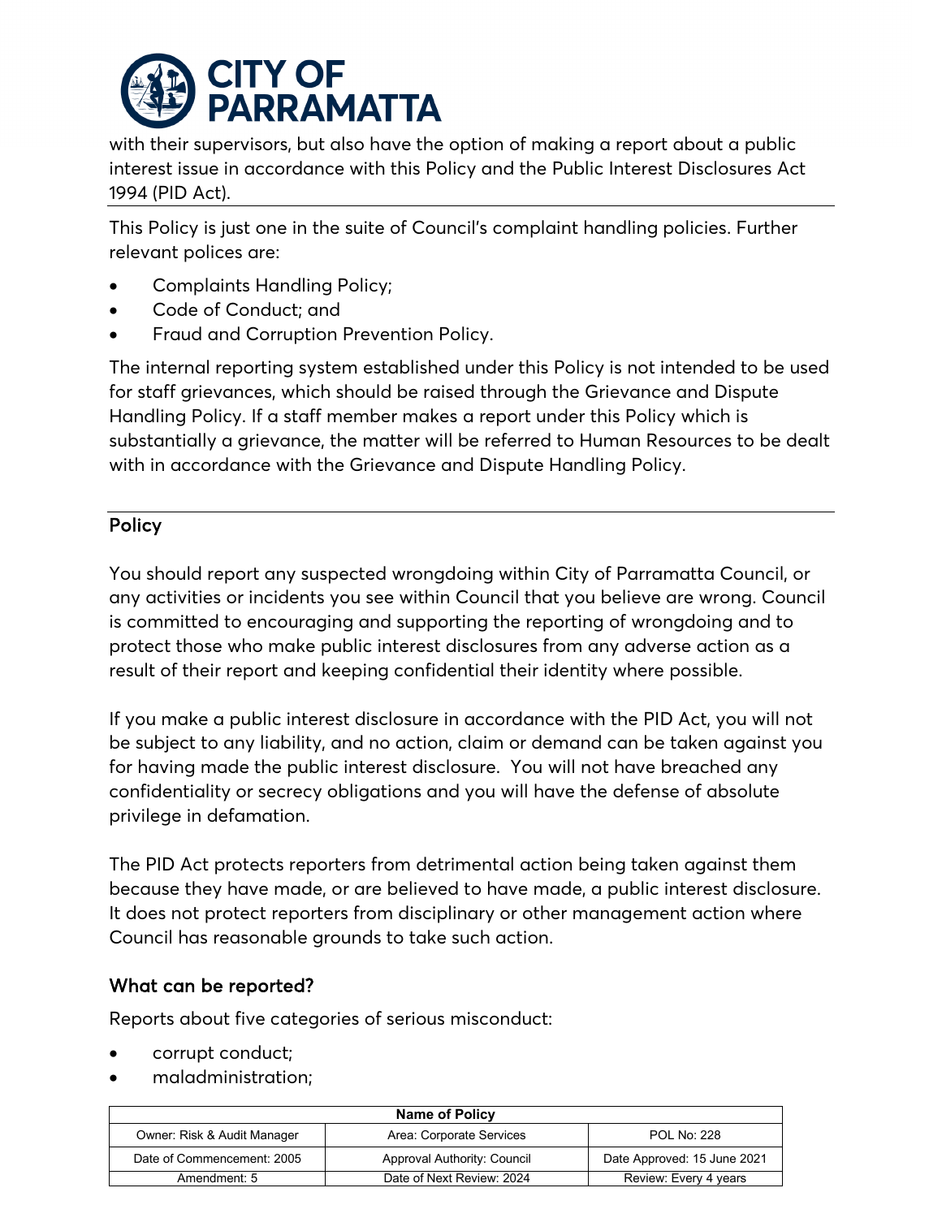with their supervisors, but also have the option of making a report about a public interest issue in accordance with this Policy and the Public Interest Disclosures Act 1994 (PID Act).

This Policy is just one in the suite of Council's complaint handling policies. Further relevant polices are:

- Complaints Handling Policy;
- Code of Conduct; and
- Fraud and Corruption Prevention Policy.

The internal reporting system established under this Policy is not intended to be used for staff grievances, which should be raised through the Grievance and Dispute Handling Policy. If a staff member makes a report under this Policy which is substantially a grievance, the matter will be referred to Human Resources to be dealt with in accordance with the Grievance and Dispute Handling Policy.

## Policy

You should report any suspected wrongdoing within City of Parramatta Council, or any activities or incidents you see within Council that you believe are wrong. Council is committed to encouraging and supporting the reporting of wrongdoing and to protect those who make public interest disclosures from any adverse action as a result of their report and keeping confidential their identity where possible.

If you make a public interest disclosure in accordance with the PID Act, you will not be subject to any liability, and no action, claim or demand can be taken against you for having made the public interest disclosure. You will not have breached any confidentiality or secrecy obligations and you will have the defense of absolute privilege in defamation.

The PID Act protects reporters from detrimental action being taken against them because they have made, or are believed to have made, a public interest disclosure. It does not protect reporters from disciplinary or other management action where Council has reasonable grounds to take such action.

### What can be reported?

Reports about five categories of serious misconduct:

- corrupt conduct;
- maladministration;

| Name of Policy | | |
|---|---|---|
| Owner: Risk & Audit Manager | Area: Corporate Services | POL No: 228 |
| Date of Commencement: 2005 | Approval Authority: Council | Date Approved: 15 June 2021 |
| Amendment: 5 | Date of Next Review: 2024 | Review: Every 4 years |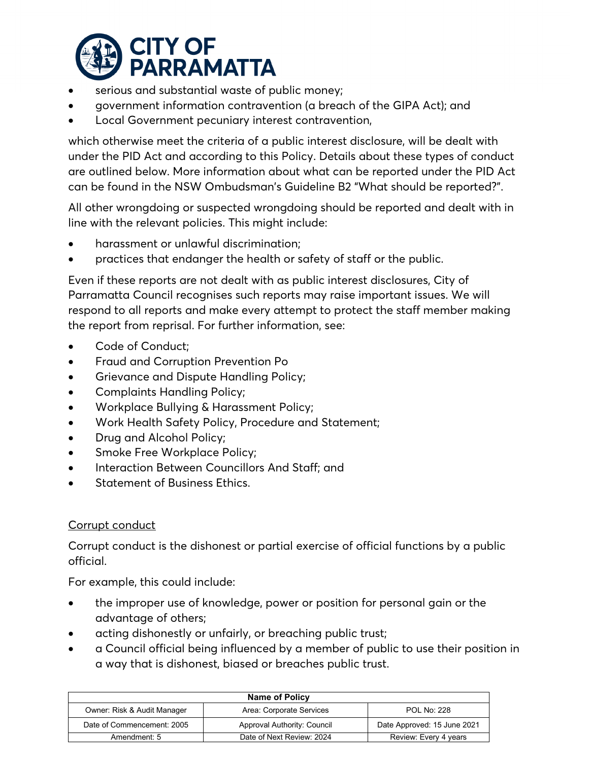- serious and substantial waste of public money;
- government information contravention (a breach of the GIPA Act); and
- Local Government pecuniary interest contravention,

which otherwise meet the criteria of a public interest disclosure, will be dealt with under the PID Act and according to this Policy. Details about these types of conduct are outlined below. More information about what can be reported under the PID Act can be found in the NSW Ombudsman's Guideline B2 "What should be reported?".

All other wrongdoing or suspected wrongdoing should be reported and dealt with in line with the relevant policies. This might include:

- harassment or unlawful discrimination;
- practices that endanger the health or safety of staff or the public.

Even if these reports are not dealt with as public interest disclosures, City of Parramatta Council recognises such reports may raise important issues. We will respond to all reports and make every attempt to protect the staff member making the report from reprisal. For further information, see:

- Code of Conduct;
- Fraud and Corruption Prevention Po
- Grievance and Dispute Handling Policy;
- Complaints Handling Policy;
- Workplace Bullying & Harassment Policy;
- Work Health Safety Policy, Procedure and Statement;
- Drug and Alcohol Policy;
- Smoke Free Workplace Policy;
- Interaction Between Councillors And Staff; and
- Statement of Business Ethics.

<u>Corrupt conduct</u>

Corrupt conduct is the dishonest or partial exercise of official functions by a public official.

For example, this could include:

- the improper use of knowledge, power or position for personal gain or the advantage of others;
- acting dishonestly or unfairly, or breaching public trust;
- a Council official being influenced by a member of public to use their position in a way that is dishonest, biased or breaches public trust.

| Name of Policy | | |
|---|---|---|
| Owner: Risk & Audit Manager | Area: Corporate Services | POL No: 228 |
| Date of Commencement: 2005 | Approval Authority: Council | Date Approved: 15 June 2021 |
| Amendment: 5 | Date of Next Review: 2024 | Review: Every 4 years |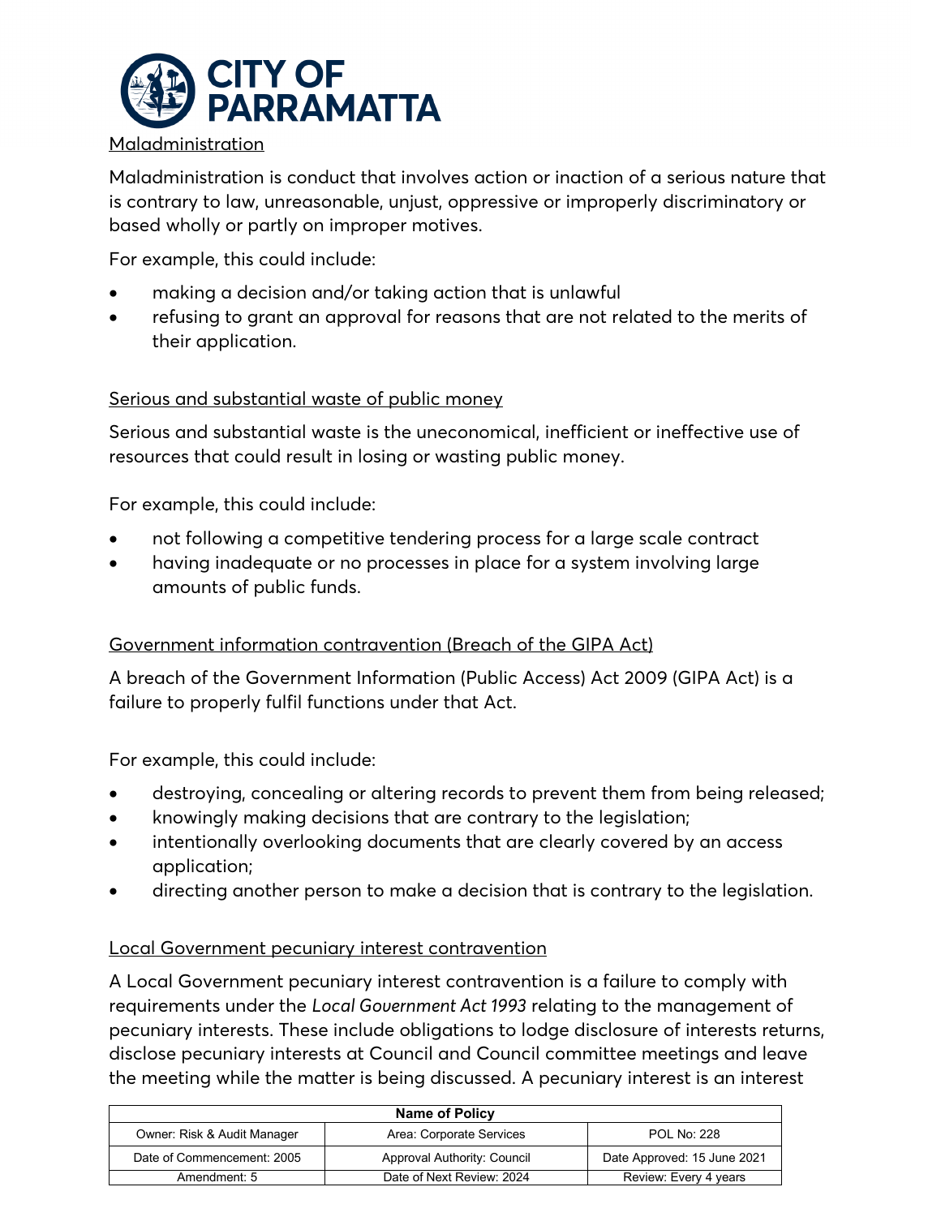Maladministration

Maladministration is conduct that involves action or inaction of a serious nature that is contrary to law, unreasonable, unjust, oppressive or improperly discriminatory or based wholly or partly on improper motives.

For example, this could include:

- making a decision and/or taking action that is unlawful
- refusing to grant an approval for reasons that are not related to the merits of their application.

Serious and substantial waste of public money

Serious and substantial waste is the uneconomical, inefficient or ineffective use of resources that could result in losing or wasting public money.

For example, this could include:

- not following a competitive tendering process for a large scale contract
- having inadequate or no processes in place for a system involving large amounts of public funds.

Government information contravention (Breach of the GIPA Act)

A breach of the Government Information (Public Access) Act 2009 (GIPA Act) is a failure to properly fulfil functions under that Act.

For example, this could include:

- destroying, concealing or altering records to prevent them from being released;
- knowingly making decisions that are contrary to the legislation;
- intentionally overlooking documents that are clearly covered by an access application;
- directing another person to make a decision that is contrary to the legislation.

Local Government pecuniary interest contravention

A Local Government pecuniary interest contravention is a failure to comply with requirements under the *Local Government Act 1993* relating to the management of pecuniary interests. These include obligations to lodge disclosure of interests returns, disclose pecuniary interests at Council and Council committee meetings and leave the meeting while the matter is being discussed. A pecuniary interest is an interest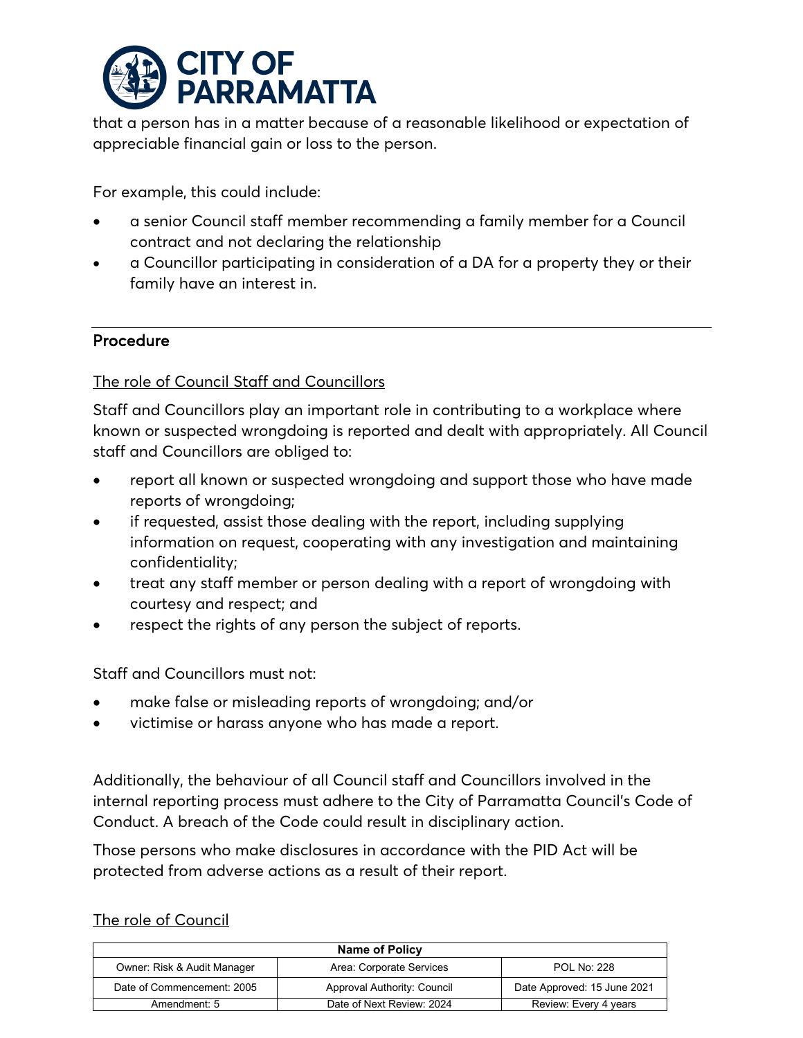that a person has in a matter because of a reasonable likelihood or expectation of appreciable financial gain or loss to the person.

For example, this could include:

- a senior Council staff member recommending a family member for a Council contract and not declaring the relationship
- a Councillor participating in consideration of a DA for a property they or their family have an interest in.

## Procedure

### The role of Council Staff and Councillors

Staff and Councillors play an important role in contributing to a workplace where known or suspected wrongdoing is reported and dealt with appropriately. All Council staff and Councillors are obliged to:

- report all known or suspected wrongdoing and support those who have made reports of wrongdoing;
- if requested, assist those dealing with the report, including supplying information on request, cooperating with any investigation and maintaining confidentiality;
- treat any staff member or person dealing with a report of wrongdoing with courtesy and respect; and
- respect the rights of any person the subject of reports.

Staff and Councillors must not:

- make false or misleading reports of wrongdoing; and/or
- victimise or harass anyone who has made a report.

Additionally, the behaviour of all Council staff and Councillors involved in the internal reporting process must adhere to the City of Parramatta Council's Code of Conduct. A breach of the Code could result in disciplinary action.

Those persons who make disclosures in accordance with the PID Act will be protected from adverse actions as a result of their report.

### The role of Council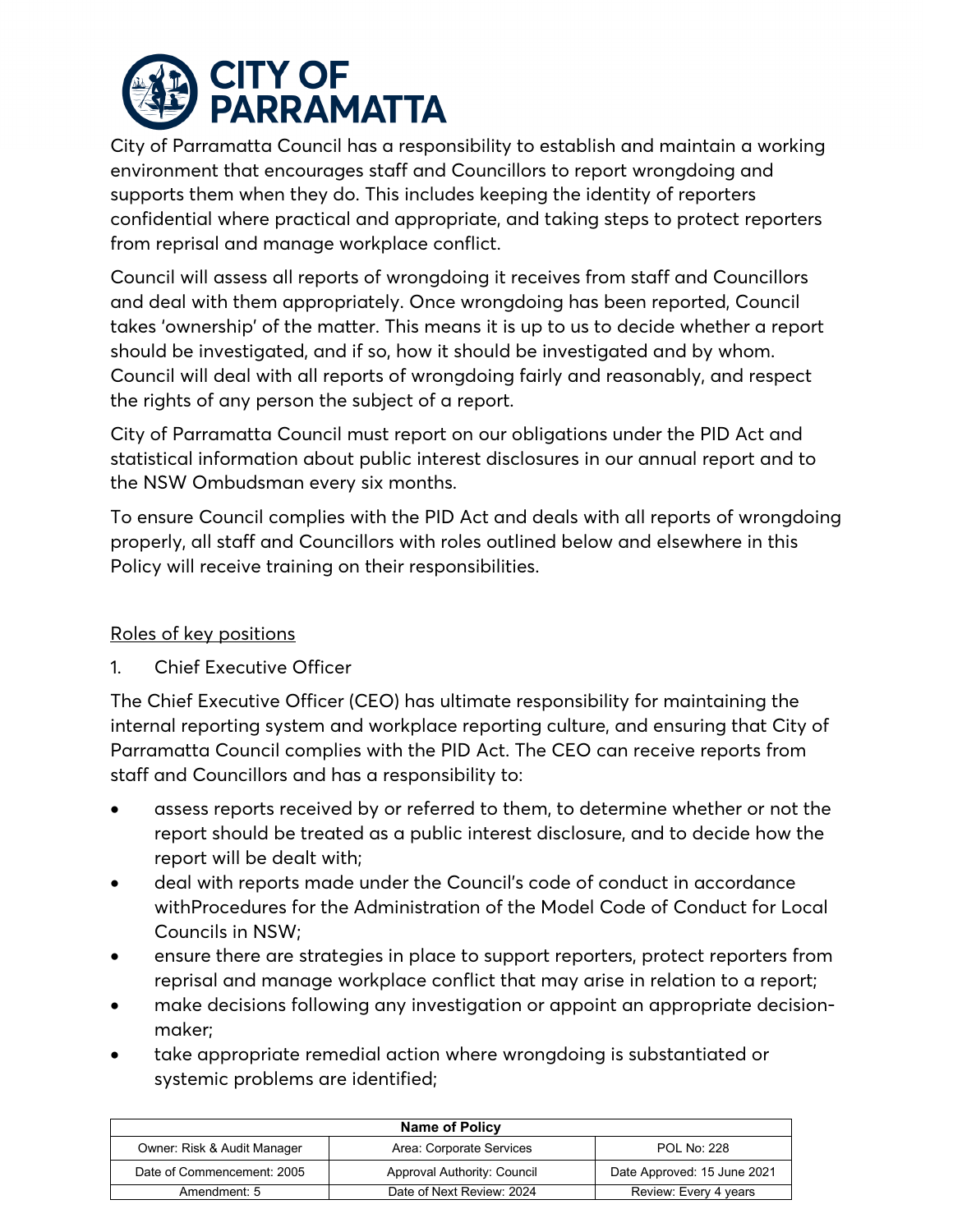City of Parramatta Council has a responsibility to establish and maintain a working environment that encourages staff and Councillors to report wrongdoing and supports them when they do. This includes keeping the identity of reporters confidential where practical and appropriate, and taking steps to protect reporters from reprisal and manage workplace conflict.

Council will assess all reports of wrongdoing it receives from staff and Councillors and deal with them appropriately. Once wrongdoing has been reported, Council takes 'ownership' of the matter. This means it is up to us to decide whether a report should be investigated, and if so, how it should be investigated and by whom. Council will deal with all reports of wrongdoing fairly and reasonably, and respect the rights of any person the subject of a report.

City of Parramatta Council must report on our obligations under the PID Act and statistical information about public interest disclosures in our annual report and to the NSW Ombudsman every six months.

To ensure Council complies with the PID Act and deals with all reports of wrongdoing properly, all staff and Councillors with roles outlined below and elsewhere in this Policy will receive training on their responsibilities.

<u>Roles of key positions</u>

1. Chief Executive Officer

The Chief Executive Officer (CEO) has ultimate responsibility for maintaining the internal reporting system and workplace reporting culture, and ensuring that City of Parramatta Council complies with the PID Act. The CEO can receive reports from staff and Councillors and has a responsibility to:

- assess reports received by or referred to them, to determine whether or not the report should be treated as a public interest disclosure, and to decide how the report will be dealt with;
- deal with reports made under the Council's code of conduct in accordance withProcedures for the Administration of the Model Code of Conduct for Local Councils in NSW;
- ensure there are strategies in place to support reporters, protect reporters from reprisal and manage workplace conflict that may arise in relation to a report;
- make decisions following any investigation or appoint an appropriate decision-maker;
- take appropriate remedial action where wrongdoing is substantiated or systemic problems are identified;

| Name of Policy | | |
|---|---|---|
| Owner: Risk & Audit Manager | Area: Corporate Services | POL No: 228 |
| Date of Commencement: 2005 | Approval Authority: Council | Date Approved: 15 June 2021 |
| Amendment: 5 | Date of Next Review: 2024 | Review: Every 4 years |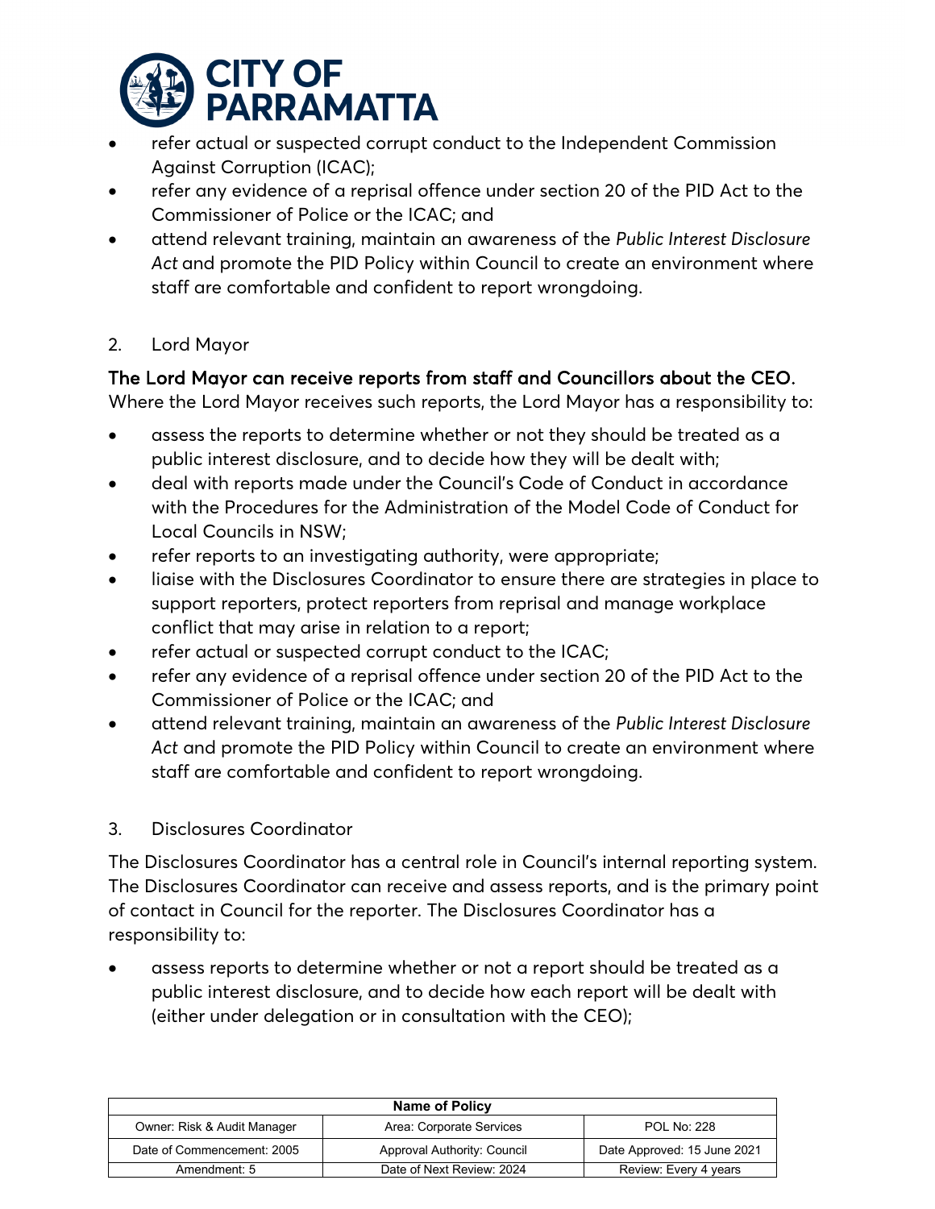- refer actual or suspected corrupt conduct to the Independent Commission Against Corruption (ICAC);
- refer any evidence of a reprisal offence under section 20 of the PID Act to the Commissioner of Police or the ICAC; and
- attend relevant training, maintain an awareness of the *Public Interest Disclosure Act* and promote the PID Policy within Council to create an environment where staff are comfortable and confident to report wrongdoing.

2. Lord Mayor

**The Lord Mayor can receive reports from staff and Councillors about the CEO.** Where the Lord Mayor receives such reports, the Lord Mayor has a responsibility to:

- assess the reports to determine whether or not they should be treated as a public interest disclosure, and to decide how they will be dealt with;
- deal with reports made under the Council's Code of Conduct in accordance with the Procedures for the Administration of the Model Code of Conduct for Local Councils in NSW;
- refer reports to an investigating authority, were appropriate;
- liaise with the Disclosures Coordinator to ensure there are strategies in place to support reporters, protect reporters from reprisal and manage workplace conflict that may arise in relation to a report;
- refer actual or suspected corrupt conduct to the ICAC;
- refer any evidence of a reprisal offence under section 20 of the PID Act to the Commissioner of Police or the ICAC; and
- attend relevant training, maintain an awareness of the *Public Interest Disclosure Act* and promote the PID Policy within Council to create an environment where staff are comfortable and confident to report wrongdoing.

3. Disclosures Coordinator

The Disclosures Coordinator has a central role in Council's internal reporting system. The Disclosures Coordinator can receive and assess reports, and is the primary point of contact in Council for the reporter. The Disclosures Coordinator has a responsibility to:

- assess reports to determine whether or not a report should be treated as a public interest disclosure, and to decide how each report will be dealt with (either under delegation or in consultation with the CEO);

| Name of Policy | | |
|---|---|---|
| Owner: Risk & Audit Manager | Area: Corporate Services | POL No: 228 |
| Date of Commencement: 2005 | Approval Authority: Council | Date Approved: 15 June 2021 |
| Amendment: 5 | Date of Next Review: 2024 | Review: Every 4 years |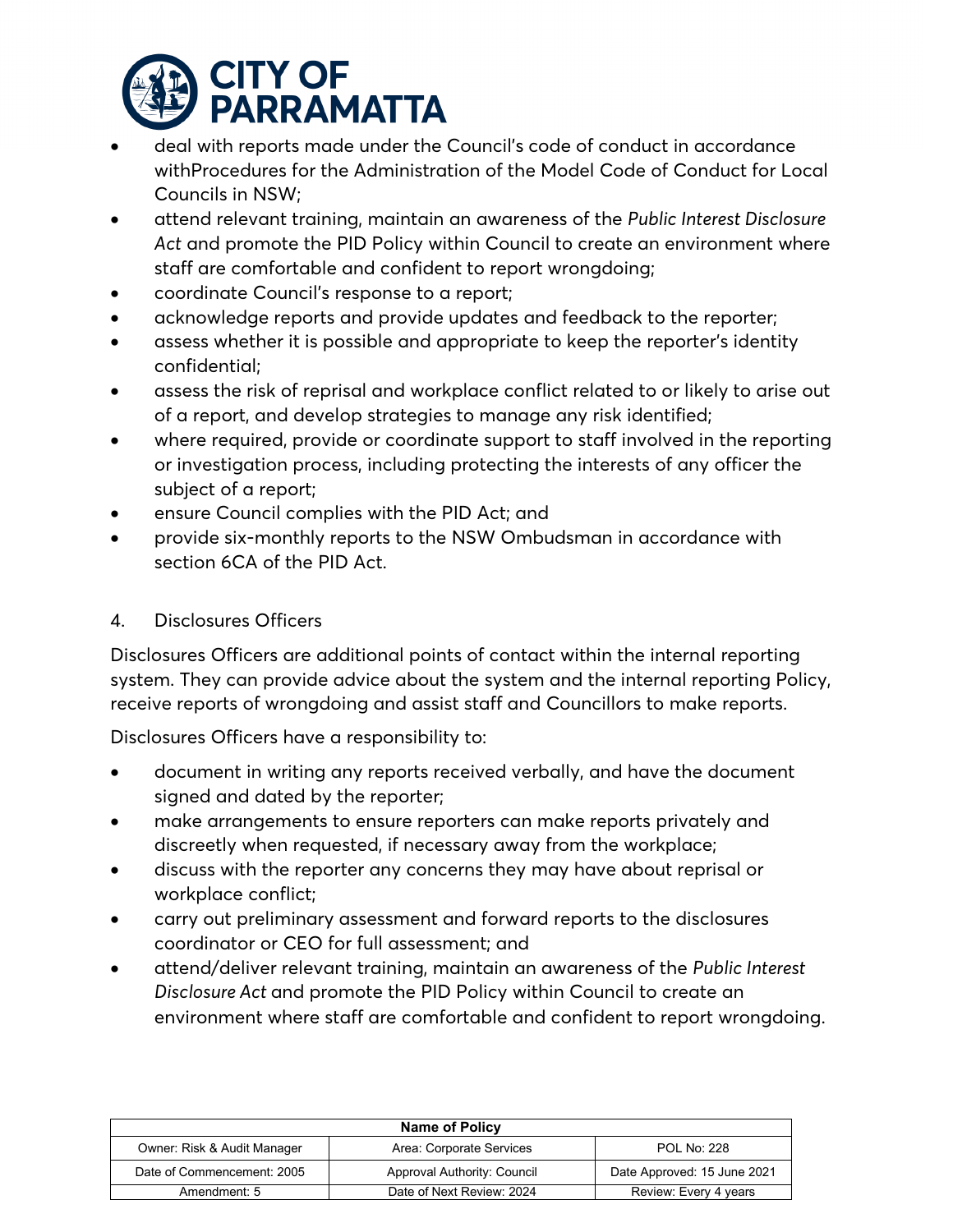- deal with reports made under the Council's code of conduct in accordance withProcedures for the Administration of the Model Code of Conduct for Local Councils in NSW;
- attend relevant training, maintain an awareness of the *Public Interest Disclosure Act* and promote the PID Policy within Council to create an environment where staff are comfortable and confident to report wrongdoing;
- coordinate Council's response to a report;
- acknowledge reports and provide updates and feedback to the reporter;
- assess whether it is possible and appropriate to keep the reporter's identity confidential;
- assess the risk of reprisal and workplace conflict related to or likely to arise out of a report, and develop strategies to manage any risk identified;
- where required, provide or coordinate support to staff involved in the reporting or investigation process, including protecting the interests of any officer the subject of a report;
- ensure Council complies with the PID Act; and
- provide six-monthly reports to the NSW Ombudsman in accordance with section 6CA of the PID Act.

4. Disclosures Officers

Disclosures Officers are additional points of contact within the internal reporting system. They can provide advice about the system and the internal reporting Policy, receive reports of wrongdoing and assist staff and Councillors to make reports.

Disclosures Officers have a responsibility to:

- document in writing any reports received verbally, and have the document signed and dated by the reporter;
- make arrangements to ensure reporters can make reports privately and discreetly when requested, if necessary away from the workplace;
- discuss with the reporter any concerns they may have about reprisal or workplace conflict;
- carry out preliminary assessment and forward reports to the disclosures coordinator or CEO for full assessment; and
- attend/deliver relevant training, maintain an awareness of the *Public Interest Disclosure Act* and promote the PID Policy within Council to create an environment where staff are comfortable and confident to report wrongdoing.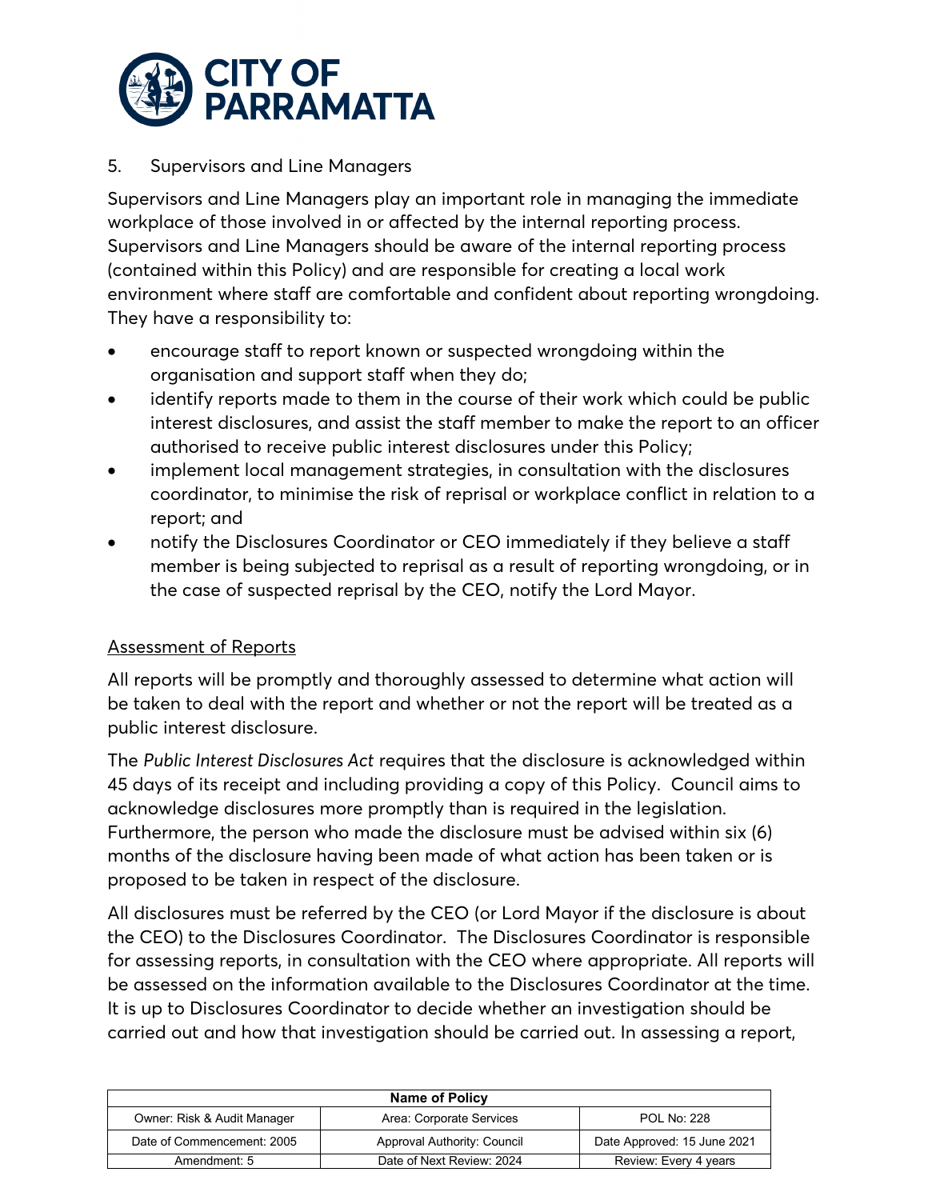5. Supervisors and Line Managers

Supervisors and Line Managers play an important role in managing the immediate workplace of those involved in or affected by the internal reporting process. Supervisors and Line Managers should be aware of the internal reporting process (contained within this Policy) and are responsible for creating a local work environment where staff are comfortable and confident about reporting wrongdoing. They have a responsibility to:

- encourage staff to report known or suspected wrongdoing within the organisation and support staff when they do;
- identify reports made to them in the course of their work which could be public interest disclosures, and assist the staff member to make the report to an officer authorised to receive public interest disclosures under this Policy;
- implement local management strategies, in consultation with the disclosures coordinator, to minimise the risk of reprisal or workplace conflict in relation to a report; and
- notify the Disclosures Coordinator or CEO immediately if they believe a staff member is being subjected to reprisal as a result of reporting wrongdoing, or in the case of suspected reprisal by the CEO, notify the Lord Mayor.

<u>Assessment of Reports</u>

All reports will be promptly and thoroughly assessed to determine what action will be taken to deal with the report and whether or not the report will be treated as a public interest disclosure.

The *Public Interest Disclosures Act* requires that the disclosure is acknowledged within 45 days of its receipt and including providing a copy of this Policy. Council aims to acknowledge disclosures more promptly than is required in the legislation. Furthermore, the person who made the disclosure must be advised within six (6) months of the disclosure having been made of what action has been taken or is proposed to be taken in respect of the disclosure.

All disclosures must be referred by the CEO (or Lord Mayor if the disclosure is about the CEO) to the Disclosures Coordinator. The Disclosures Coordinator is responsible for assessing reports, in consultation with the CEO where appropriate. All reports will be assessed on the information available to the Disclosures Coordinator at the time. It is up to Disclosures Coordinator to decide whether an investigation should be carried out and how that investigation should be carried out. In assessing a report,

| Name of Policy | | |
|---|---|---|
| Owner: Risk & Audit Manager | Area: Corporate Services | POL No: 228 |
| Date of Commencement: 2005 | Approval Authority: Council | Date Approved: 15 June 2021 |
| Amendment: 5 | Date of Next Review: 2024 | Review: Every 4 years |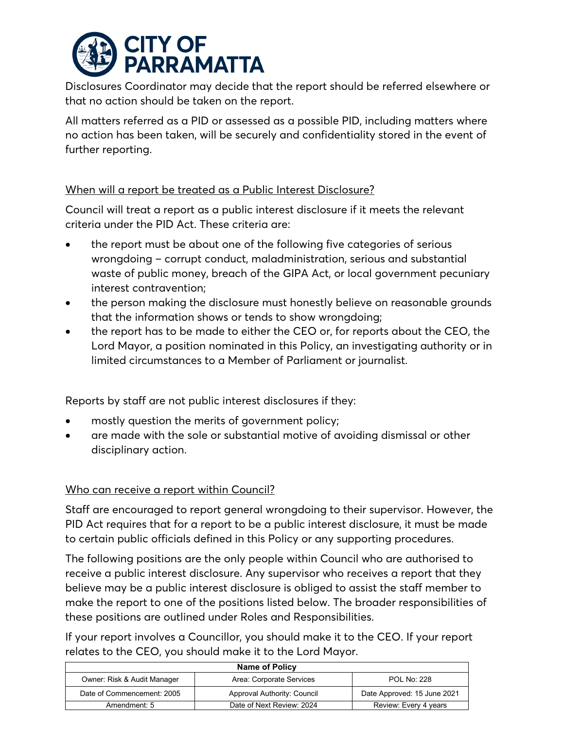Disclosures Coordinator may decide that the report should be referred elsewhere or that no action should be taken on the report.

All matters referred as a PID or assessed as a possible PID, including matters where no action has been taken, will be securely and confidentiality stored in the event of further reporting.

<u>When will a report be treated as a Public Interest Disclosure?</u>

Council will treat a report as a public interest disclosure if it meets the relevant criteria under the PID Act. These criteria are:

- the report must be about one of the following five categories of serious wrongdoing – corrupt conduct, maladministration, serious and substantial waste of public money, breach of the GIPA Act, or local government pecuniary interest contravention;
- the person making the disclosure must honestly believe on reasonable grounds that the information shows or tends to show wrongdoing;
- the report has to be made to either the CEO or, for reports about the CEO, the Lord Mayor, a position nominated in this Policy, an investigating authority or in limited circumstances to a Member of Parliament or journalist.

Reports by staff are not public interest disclosures if they:

- mostly question the merits of government policy;
- are made with the sole or substantial motive of avoiding dismissal or other disciplinary action.

<u>Who can receive a report within Council?</u>

Staff are encouraged to report general wrongdoing to their supervisor. However, the PID Act requires that for a report to be a public interest disclosure, it must be made to certain public officials defined in this Policy or any supporting procedures.

The following positions are the only people within Council who are authorised to receive a public interest disclosure. Any supervisor who receives a report that they believe may be a public interest disclosure is obliged to assist the staff member to make the report to one of the positions listed below. The broader responsibilities of these positions are outlined under Roles and Responsibilities.

If your report involves a Councillor, you should make it to the CEO. If your report relates to the CEO, you should make it to the Lord Mayor.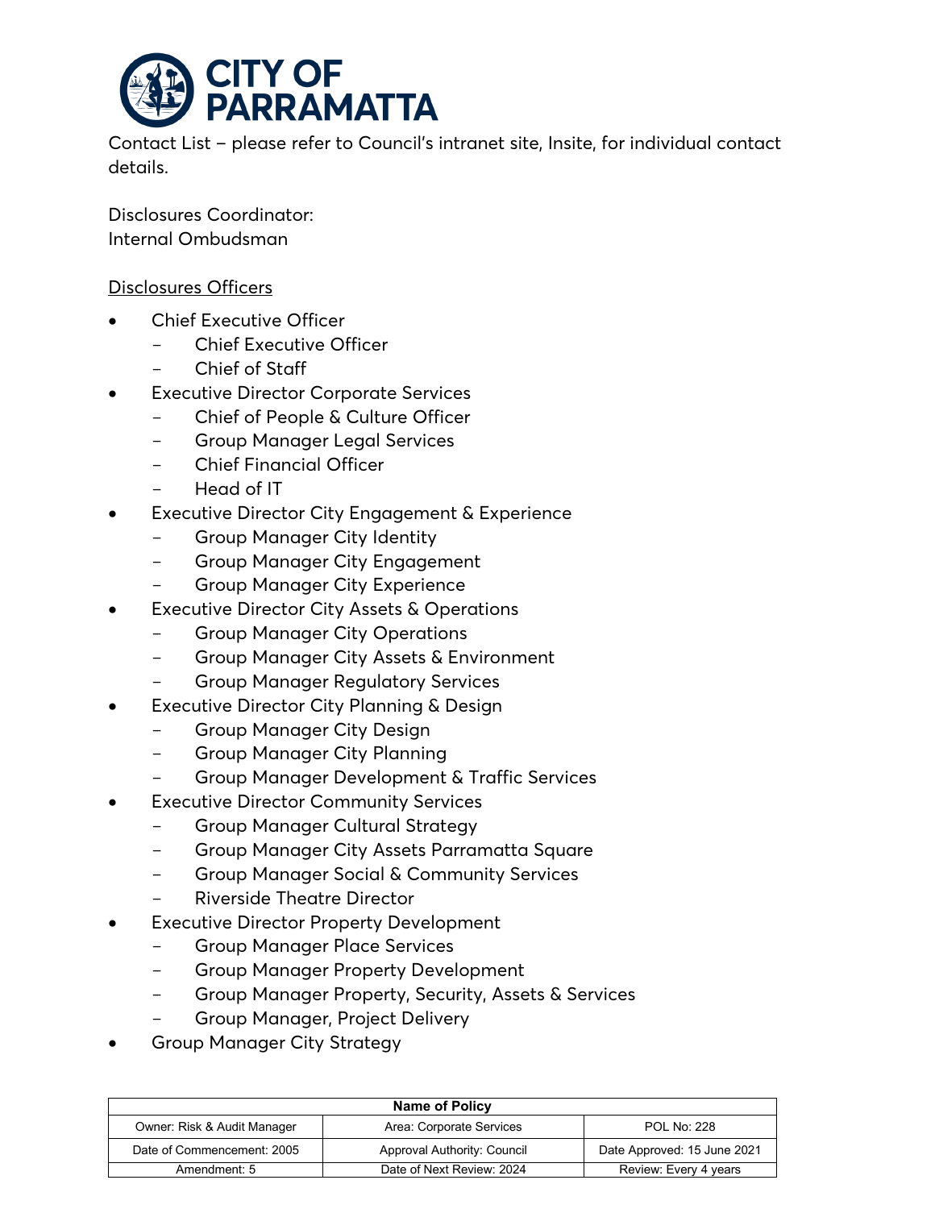Contact List – please refer to Council's intranet site, Insite, for individual contact details.

Disclosures Coordinator:
Internal Ombudsman

Disclosures Officers

- Chief Executive Officer
  - Chief Executive Officer
  - Chief of Staff
- Executive Director Corporate Services
  - Chief of People & Culture Officer
  - Group Manager Legal Services
  - Chief Financial Officer
  - Head of IT
- Executive Director City Engagement & Experience
  - Group Manager City Identity
  - Group Manager City Engagement
  - Group Manager City Experience
- Executive Director City Assets & Operations
  - Group Manager City Operations
  - Group Manager City Assets & Environment
  - Group Manager Regulatory Services
- Executive Director City Planning & Design
  - Group Manager City Design
  - Group Manager City Planning
  - Group Manager Development & Traffic Services
- Executive Director Community Services
  - Group Manager Cultural Strategy
  - Group Manager City Assets Parramatta Square
  - Group Manager Social & Community Services
  - Riverside Theatre Director
- Executive Director Property Development
  - Group Manager Place Services
  - Group Manager Property Development
  - Group Manager Property, Security, Assets & Services
  - Group Manager, Project Delivery
- Group Manager City Strategy

| Name of Policy | | |
|---|---|---|
| Owner: Risk & Audit Manager | Area: Corporate Services | POL No: 228 |
| Date of Commencement: 2005 | Approval Authority: Council | Date Approved: 15 June 2021 |
| Amendment: 5 | Date of Next Review: 2024 | Review: Every 4 years |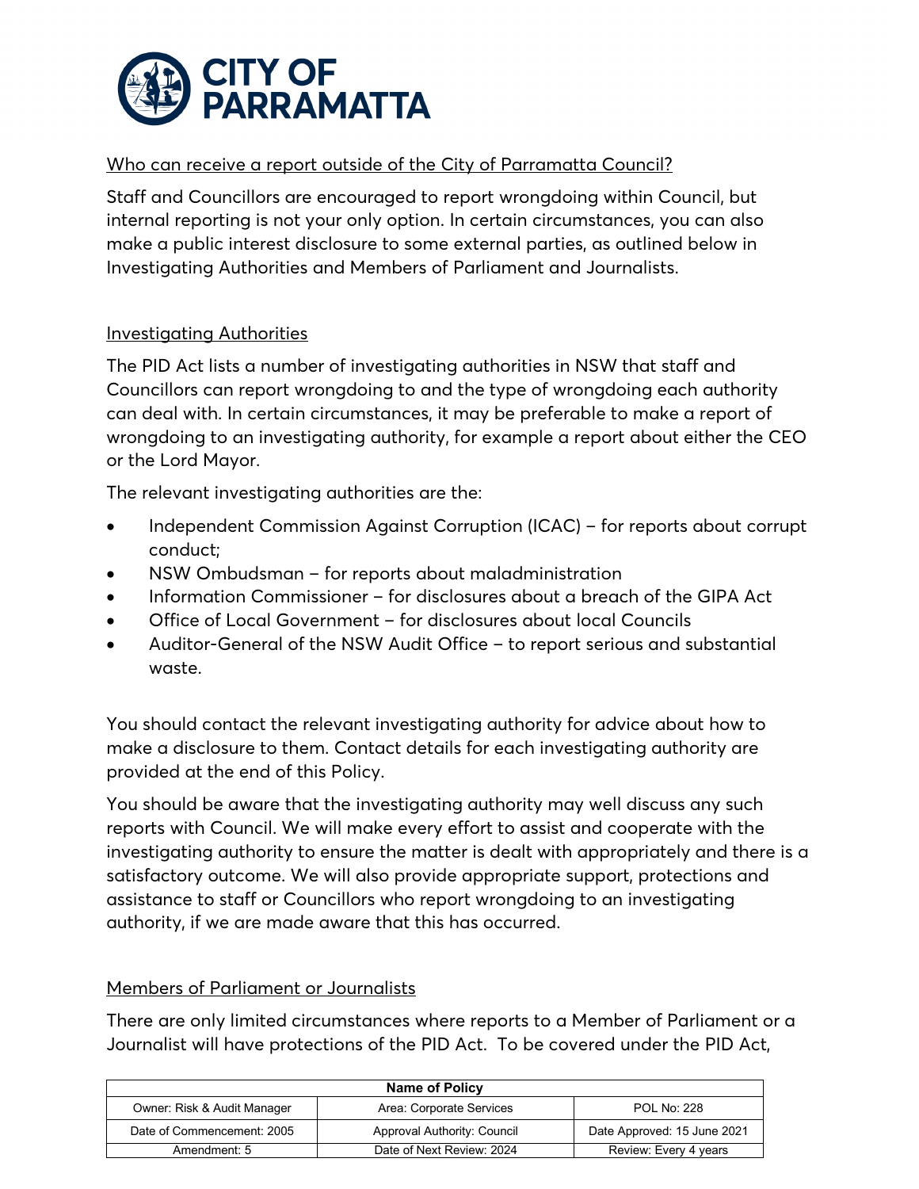## Who can receive a report outside of the City of Parramatta Council?

Staff and Councillors are encouraged to report wrongdoing within Council, but internal reporting is not your only option. In certain circumstances, you can also make a public interest disclosure to some external parties, as outlined below in Investigating Authorities and Members of Parliament and Journalists.

## Investigating Authorities

The PID Act lists a number of investigating authorities in NSW that staff and Councillors can report wrongdoing to and the type of wrongdoing each authority can deal with. In certain circumstances, it may be preferable to make a report of wrongdoing to an investigating authority, for example a report about either the CEO or the Lord Mayor.

The relevant investigating authorities are the:

- Independent Commission Against Corruption (ICAC) – for reports about corrupt conduct;
- NSW Ombudsman – for reports about maladministration
- Information Commissioner – for disclosures about a breach of the GIPA Act
- Office of Local Government – for disclosures about local Councils
- Auditor-General of the NSW Audit Office – to report serious and substantial waste.

You should contact the relevant investigating authority for advice about how to make a disclosure to them. Contact details for each investigating authority are provided at the end of this Policy.

You should be aware that the investigating authority may well discuss any such reports with Council. We will make every effort to assist and cooperate with the investigating authority to ensure the matter is dealt with appropriately and there is a satisfactory outcome. We will also provide appropriate support, protections and assistance to staff or Councillors who report wrongdoing to an investigating authority, if we are made aware that this has occurred.

## Members of Parliament or Journalists

There are only limited circumstances where reports to a Member of Parliament or a Journalist will have protections of the PID Act. To be covered under the PID Act,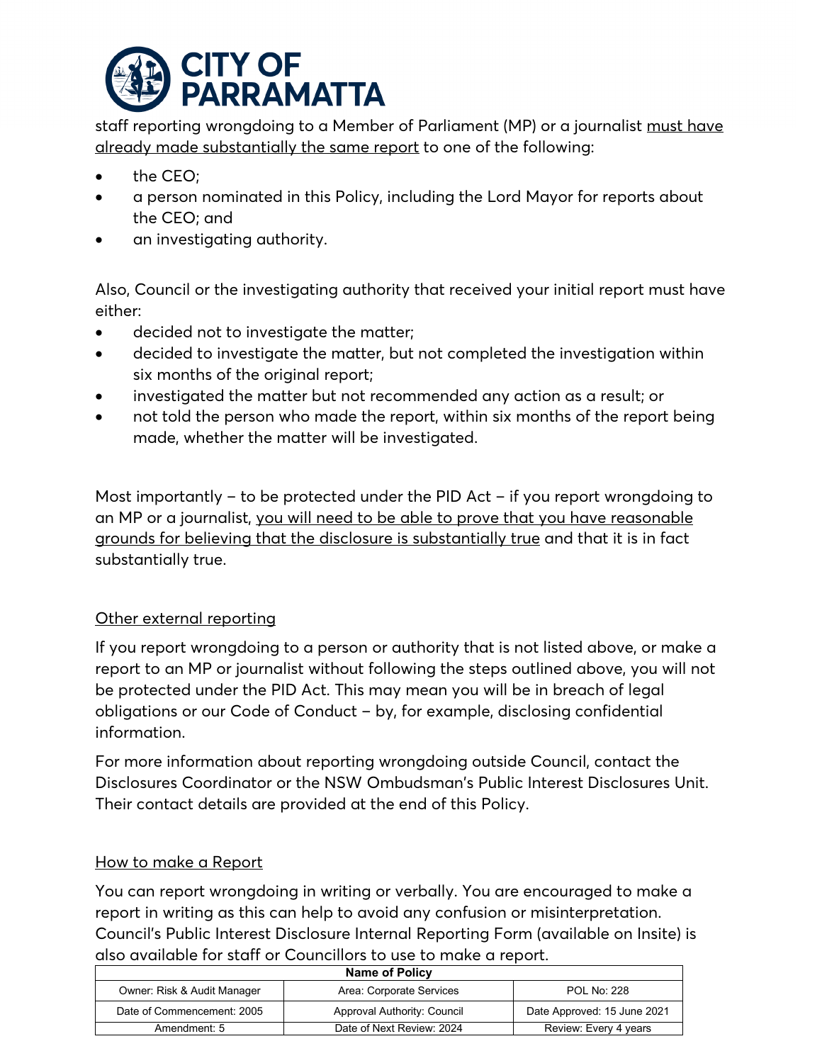staff reporting wrongdoing to a Member of Parliament (MP) or a journalist must have already made substantially the same report to one of the following:

- the CEO;
- a person nominated in this Policy, including the Lord Mayor for reports about the CEO; and
- an investigating authority.

Also, Council or the investigating authority that received your initial report must have either:

- decided not to investigate the matter;
- decided to investigate the matter, but not completed the investigation within six months of the original report;
- investigated the matter but not recommended any action as a result; or
- not told the person who made the report, within six months of the report being made, whether the matter will be investigated.

Most importantly – to be protected under the PID Act – if you report wrongdoing to an MP or a journalist, you will need to be able to prove that you have reasonable grounds for believing that the disclosure is substantially true and that it is in fact substantially true.

## Other external reporting

If you report wrongdoing to a person or authority that is not listed above, or make a report to an MP or journalist without following the steps outlined above, you will not be protected under the PID Act. This may mean you will be in breach of legal obligations or our Code of Conduct – by, for example, disclosing confidential information.

For more information about reporting wrongdoing outside Council, contact the Disclosures Coordinator or the NSW Ombudsman's Public Interest Disclosures Unit. Their contact details are provided at the end of this Policy.

## How to make a Report

You can report wrongdoing in writing or verbally. You are encouraged to make a report in writing as this can help to avoid any confusion or misinterpretation. Council's Public Interest Disclosure Internal Reporting Form (available on Insite) is also available for staff or Councillors to use to make a report.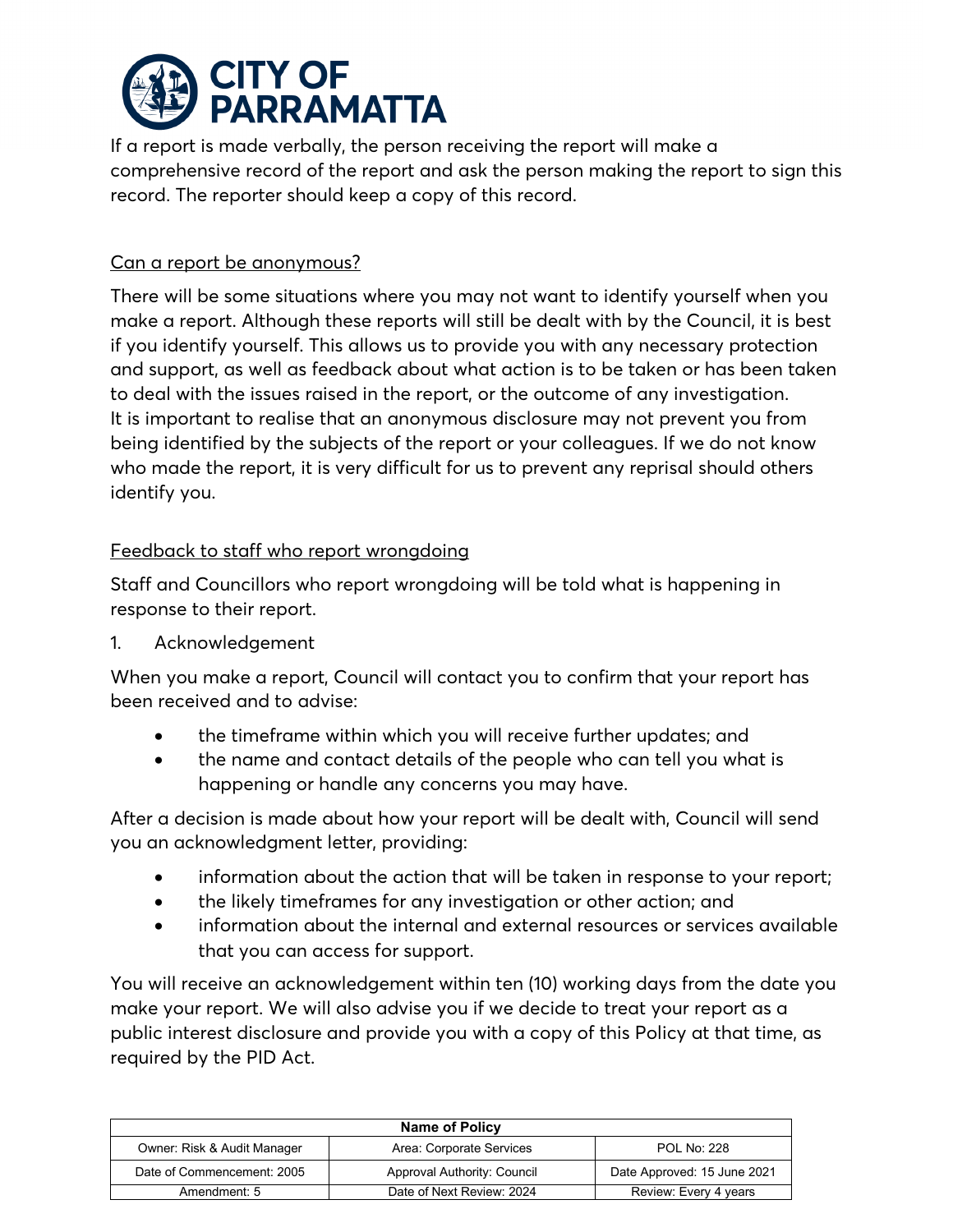If a report is made verbally, the person receiving the report will make a comprehensive record of the report and ask the person making the report to sign this record. The reporter should keep a copy of this record.

### Can a report be anonymous?

There will be some situations where you may not want to identify yourself when you make a report. Although these reports will still be dealt with by the Council, it is best if you identify yourself. This allows us to provide you with any necessary protection and support, as well as feedback about what action is to be taken or has been taken to deal with the issues raised in the report, or the outcome of any investigation. It is important to realise that an anonymous disclosure may not prevent you from being identified by the subjects of the report or your colleagues. If we do not know who made the report, it is very difficult for us to prevent any reprisal should others identify you.

### Feedback to staff who report wrongdoing

Staff and Councillors who report wrongdoing will be told what is happening in response to their report.

1. Acknowledgement

When you make a report, Council will contact you to confirm that your report has been received and to advise:

- the timeframe within which you will receive further updates; and
- the name and contact details of the people who can tell you what is happening or handle any concerns you may have.

After a decision is made about how your report will be dealt with, Council will send you an acknowledgment letter, providing:

- information about the action that will be taken in response to your report;
- the likely timeframes for any investigation or other action; and
- information about the internal and external resources or services available that you can access for support.

You will receive an acknowledgement within ten (10) working days from the date you make your report. We will also advise you if we decide to treat your report as a public interest disclosure and provide you with a copy of this Policy at that time, as required by the PID Act.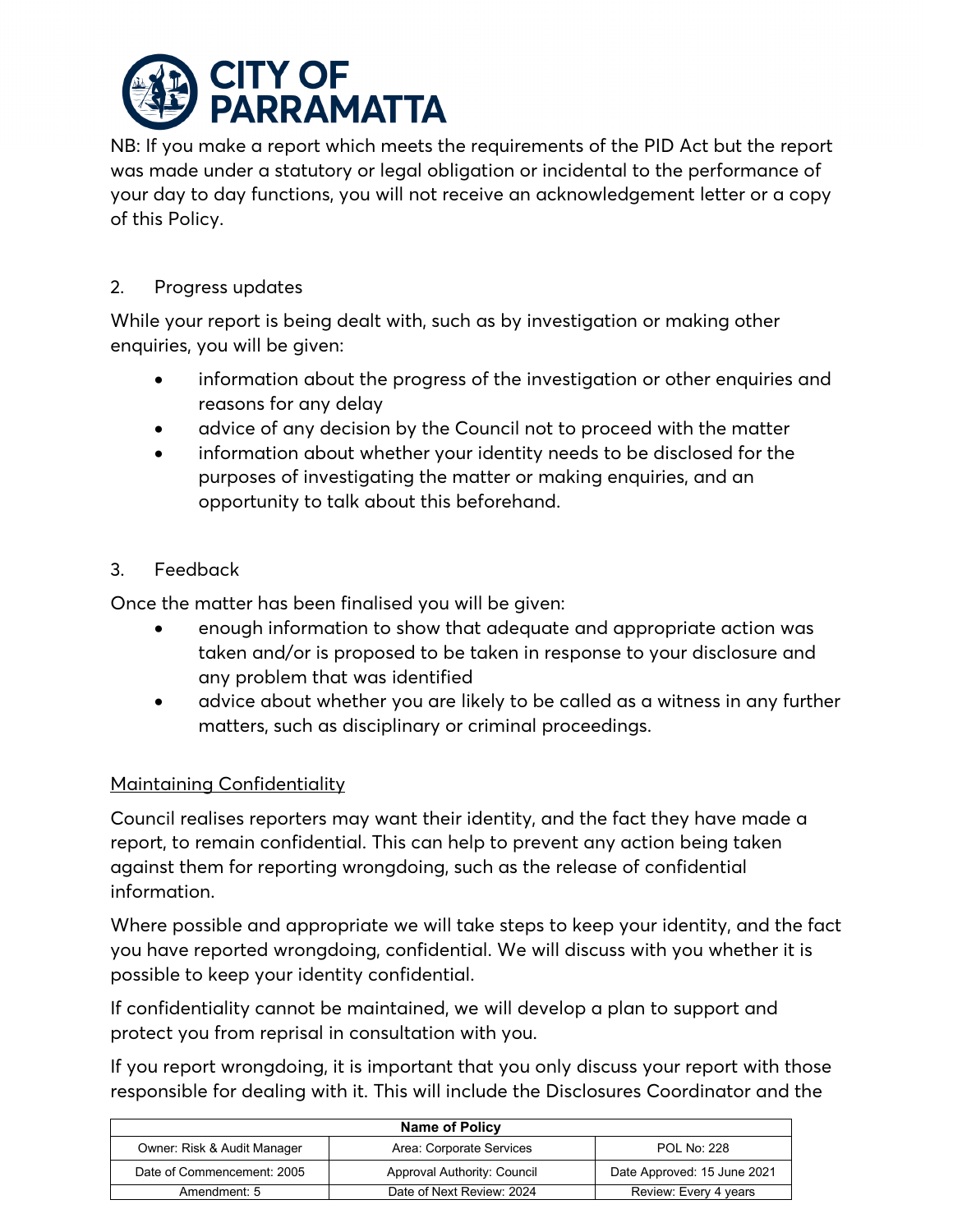NB: If you make a report which meets the requirements of the PID Act but the report was made under a statutory or legal obligation or incidental to the performance of your day to day functions, you will not receive an acknowledgement letter or a copy of this Policy.

2. Progress updates

While your report is being dealt with, such as by investigation or making other enquiries, you will be given:

- information about the progress of the investigation or other enquiries and reasons for any delay
- advice of any decision by the Council not to proceed with the matter
- information about whether your identity needs to be disclosed for the purposes of investigating the matter or making enquiries, and an opportunity to talk about this beforehand.

3. Feedback

Once the matter has been finalised you will be given:

- enough information to show that adequate and appropriate action was taken and/or is proposed to be taken in response to your disclosure and any problem that was identified
- advice about whether you are likely to be called as a witness in any further matters, such as disciplinary or criminal proceedings.

<u>Maintaining Confidentiality</u>

Council realises reporters may want their identity, and the fact they have made a report, to remain confidential. This can help to prevent any action being taken against them for reporting wrongdoing, such as the release of confidential information.

Where possible and appropriate we will take steps to keep your identity, and the fact you have reported wrongdoing, confidential. We will discuss with you whether it is possible to keep your identity confidential.

If confidentiality cannot be maintained, we will develop a plan to support and protect you from reprisal in consultation with you.

If you report wrongdoing, it is important that you only discuss your report with those responsible for dealing with it. This will include the Disclosures Coordinator and the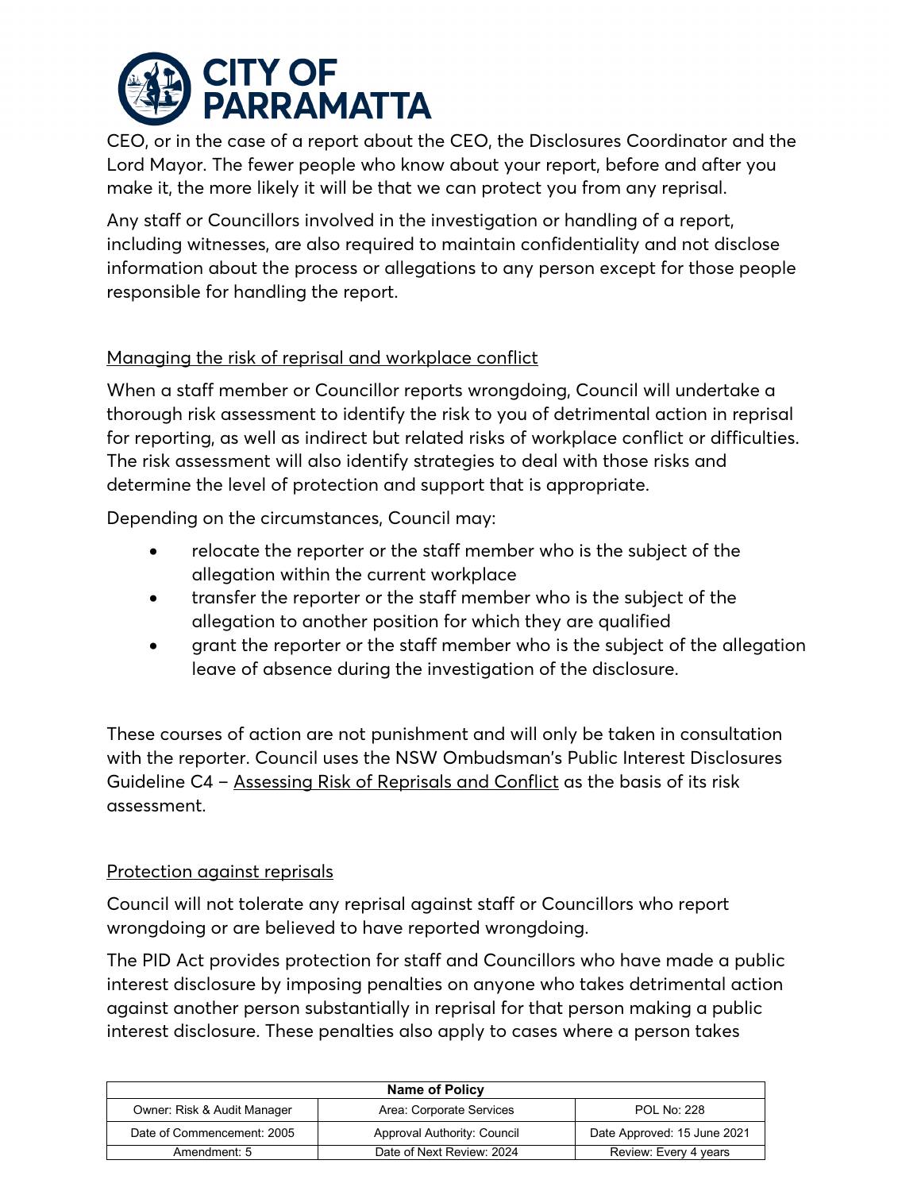CEO, or in the case of a report about the CEO, the Disclosures Coordinator and the Lord Mayor. The fewer people who know about your report, before and after you make it, the more likely it will be that we can protect you from any reprisal.

Any staff or Councillors involved in the investigation or handling of a report, including witnesses, are also required to maintain confidentiality and not disclose information about the process or allegations to any person except for those people responsible for handling the report.

## Managing the risk of reprisal and workplace conflict

When a staff member or Councillor reports wrongdoing, Council will undertake a thorough risk assessment to identify the risk to you of detrimental action in reprisal for reporting, as well as indirect but related risks of workplace conflict or difficulties. The risk assessment will also identify strategies to deal with those risks and determine the level of protection and support that is appropriate.

Depending on the circumstances, Council may:

- relocate the reporter or the staff member who is the subject of the allegation within the current workplace
- transfer the reporter or the staff member who is the subject of the allegation to another position for which they are qualified
- grant the reporter or the staff member who is the subject of the allegation leave of absence during the investigation of the disclosure.

These courses of action are not punishment and will only be taken in consultation with the reporter. Council uses the NSW Ombudsman's Public Interest Disclosures Guideline C4 – Assessing Risk of Reprisals and Conflict as the basis of its risk assessment.

## Protection against reprisals

Council will not tolerate any reprisal against staff or Councillors who report wrongdoing or are believed to have reported wrongdoing.

The PID Act provides protection for staff and Councillors who have made a public interest disclosure by imposing penalties on anyone who takes detrimental action against another person substantially in reprisal for that person making a public interest disclosure. These penalties also apply to cases where a person takes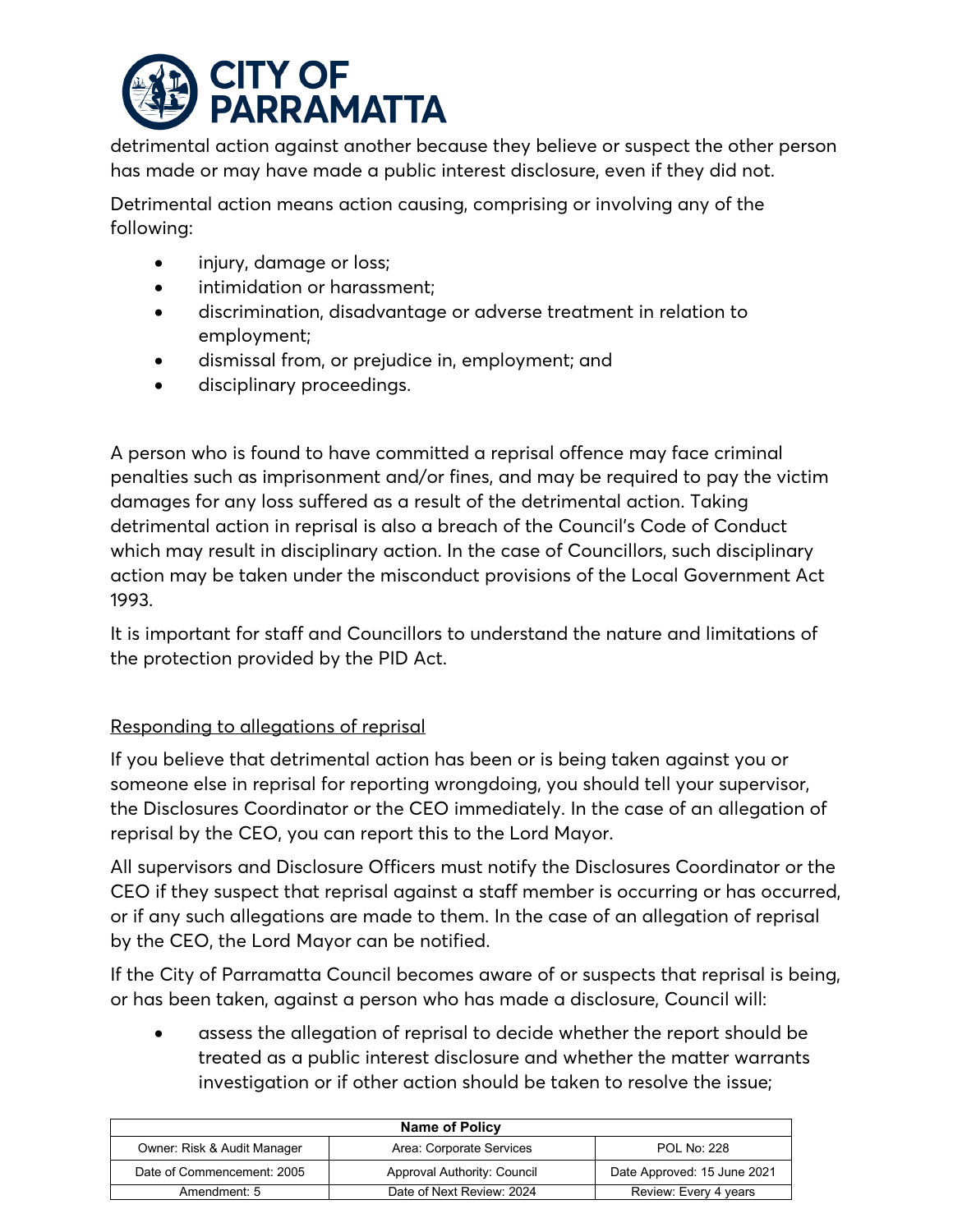detrimental action against another because they believe or suspect the other person has made or may have made a public interest disclosure, even if they did not.

Detrimental action means action causing, comprising or involving any of the following:

- injury, damage or loss;
- intimidation or harassment;
- discrimination, disadvantage or adverse treatment in relation to employment;
- dismissal from, or prejudice in, employment; and
- disciplinary proceedings.

A person who is found to have committed a reprisal offence may face criminal penalties such as imprisonment and/or fines, and may be required to pay the victim damages for any loss suffered as a result of the detrimental action. Taking detrimental action in reprisal is also a breach of the Council's Code of Conduct which may result in disciplinary action. In the case of Councillors, such disciplinary action may be taken under the misconduct provisions of the Local Government Act 1993.

It is important for staff and Councillors to understand the nature and limitations of the protection provided by the PID Act.

<u>Responding to allegations of reprisal</u>

If you believe that detrimental action has been or is being taken against you or someone else in reprisal for reporting wrongdoing, you should tell your supervisor, the Disclosures Coordinator or the CEO immediately. In the case of an allegation of reprisal by the CEO, you can report this to the Lord Mayor.

All supervisors and Disclosure Officers must notify the Disclosures Coordinator or the CEO if they suspect that reprisal against a staff member is occurring or has occurred, or if any such allegations are made to them. In the case of an allegation of reprisal by the CEO, the Lord Mayor can be notified.

If the City of Parramatta Council becomes aware of or suspects that reprisal is being, or has been taken, against a person who has made a disclosure, Council will:

- assess the allegation of reprisal to decide whether the report should be treated as a public interest disclosure and whether the matter warrants investigation or if other action should be taken to resolve the issue;

| Name of Policy | | |
|---|---|---|
| Owner: Risk & Audit Manager | Area: Corporate Services | POL No: 228 |
| Date of Commencement: 2005 | Approval Authority: Council | Date Approved: 15 June 2021 |
| Amendment: 5 | Date of Next Review: 2024 | Review: Every 4 years |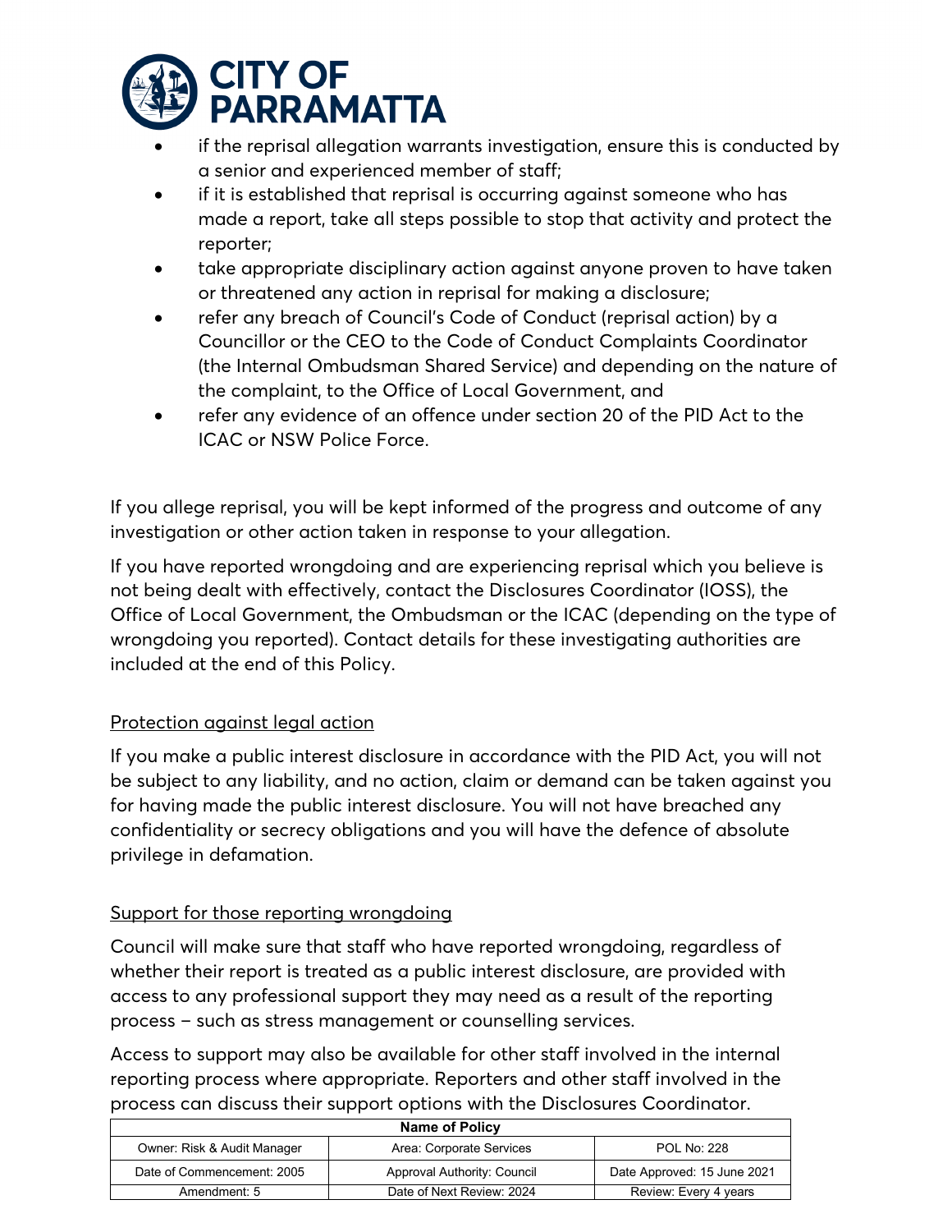- if the reprisal allegation warrants investigation, ensure this is conducted by a senior and experienced member of staff;
- if it is established that reprisal is occurring against someone who has made a report, take all steps possible to stop that activity and protect the reporter;
- take appropriate disciplinary action against anyone proven to have taken or threatened any action in reprisal for making a disclosure;
- refer any breach of Council's Code of Conduct (reprisal action) by a Councillor or the CEO to the Code of Conduct Complaints Coordinator (the Internal Ombudsman Shared Service) and depending on the nature of the complaint, to the Office of Local Government, and
- refer any evidence of an offence under section 20 of the PID Act to the ICAC or NSW Police Force.

If you allege reprisal, you will be kept informed of the progress and outcome of any investigation or other action taken in response to your allegation.

If you have reported wrongdoing and are experiencing reprisal which you believe is not being dealt with effectively, contact the Disclosures Coordinator (IOSS), the Office of Local Government, the Ombudsman or the ICAC (depending on the type of wrongdoing you reported). Contact details for these investigating authorities are included at the end of this Policy.

<u>Protection against legal action</u>

If you make a public interest disclosure in accordance with the PID Act, you will not be subject to any liability, and no action, claim or demand can be taken against you for having made the public interest disclosure. You will not have breached any confidentiality or secrecy obligations and you will have the defence of absolute privilege in defamation.

<u>Support for those reporting wrongdoing</u>

Council will make sure that staff who have reported wrongdoing, regardless of whether their report is treated as a public interest disclosure, are provided with access to any professional support they may need as a result of the reporting process – such as stress management or counselling services.

Access to support may also be available for other staff involved in the internal reporting process where appropriate. Reporters and other staff involved in the process can discuss their support options with the Disclosures Coordinator.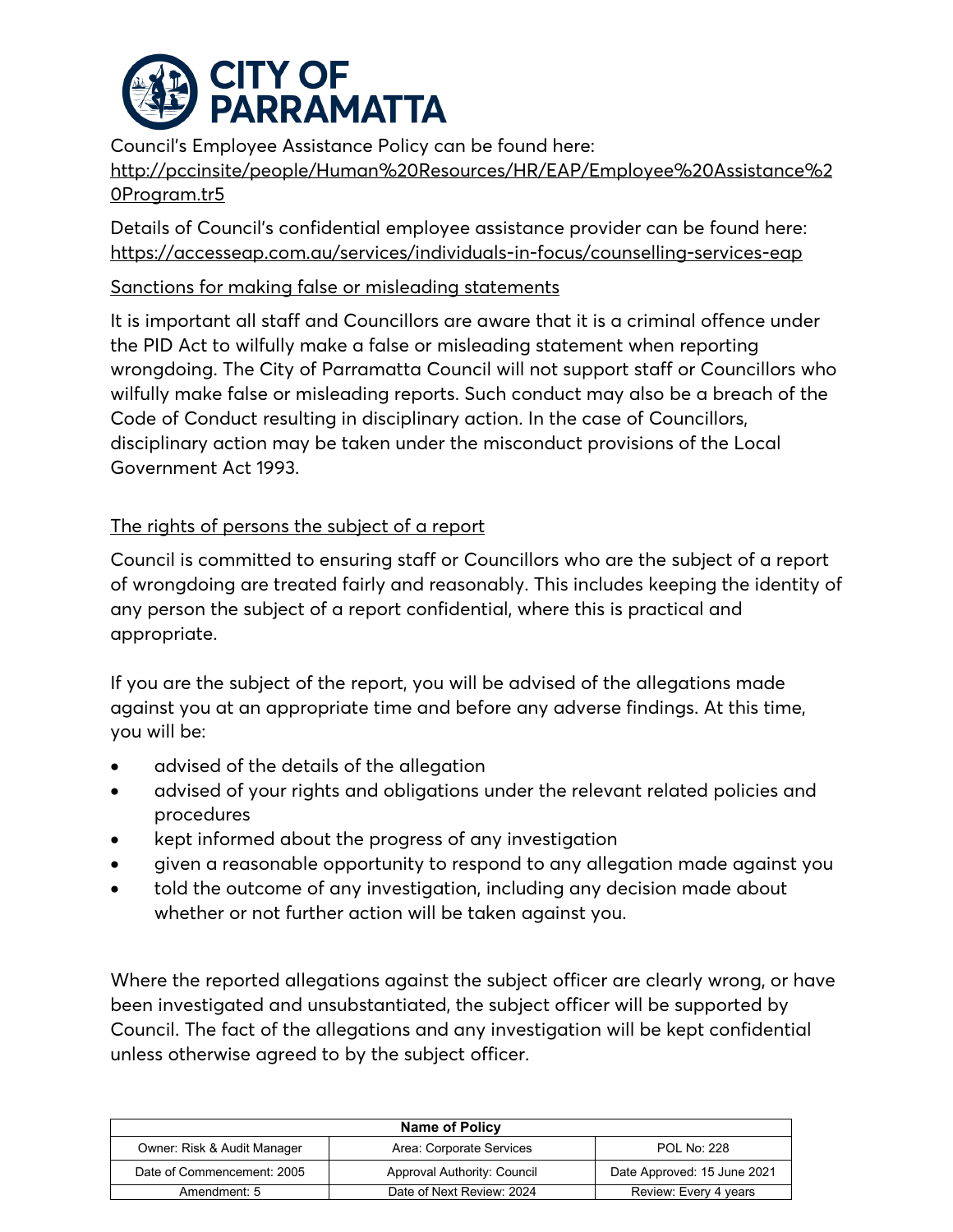Council's Employee Assistance Policy can be found here: http://pccinsite/people/Human%20Resources/HR/EAP/Employee%20Assistance%20Program.tr5

Details of Council's confidential employee assistance provider can be found here: https://accesseap.com.au/services/individuals-in-focus/counselling-services-eap

### Sanctions for making false or misleading statements

It is important all staff and Councillors are aware that it is a criminal offence under the PID Act to wilfully make a false or misleading statement when reporting wrongdoing. The City of Parramatta Council will not support staff or Councillors who wilfully make false or misleading reports. Such conduct may also be a breach of the Code of Conduct resulting in disciplinary action. In the case of Councillors, disciplinary action may be taken under the misconduct provisions of the Local Government Act 1993.

### The rights of persons the subject of a report

Council is committed to ensuring staff or Councillors who are the subject of a report of wrongdoing are treated fairly and reasonably. This includes keeping the identity of any person the subject of a report confidential, where this is practical and appropriate.

If you are the subject of the report, you will be advised of the allegations made against you at an appropriate time and before any adverse findings. At this time, you will be:

- advised of the details of the allegation
- advised of your rights and obligations under the relevant related policies and procedures
- kept informed about the progress of any investigation
- given a reasonable opportunity to respond to any allegation made against you
- told the outcome of any investigation, including any decision made about whether or not further action will be taken against you.

Where the reported allegations against the subject officer are clearly wrong, or have been investigated and unsubstantiated, the subject officer will be supported by Council. The fact of the allegations and any investigation will be kept confidential unless otherwise agreed to by the subject officer.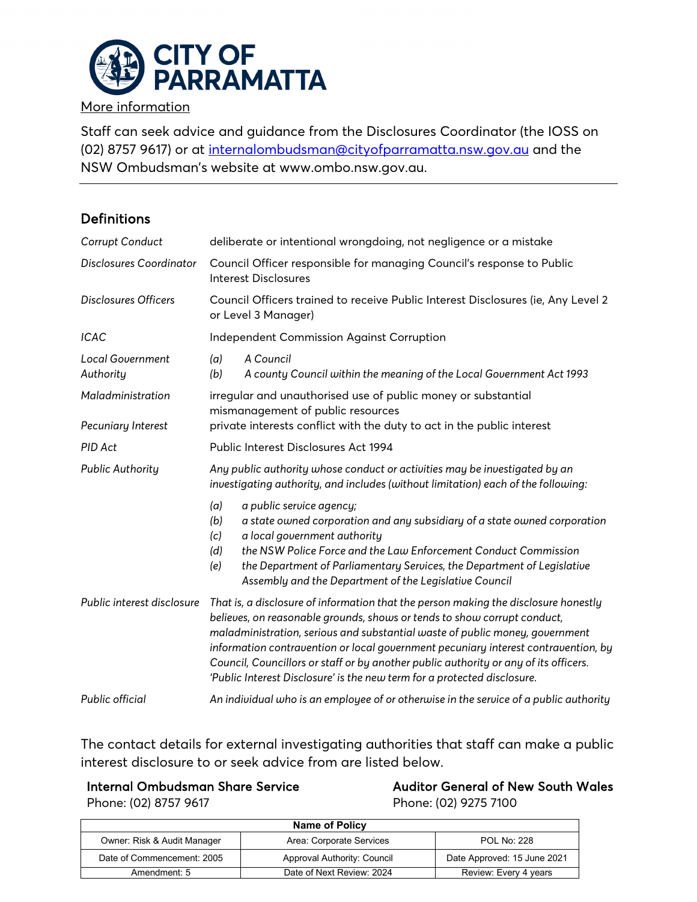More information

Staff can seek advice and guidance from the Disclosures Coordinator (the IOSS on (02) 8757 9617) or at internalombudsman@cityofparramatta.nsw.gov.au and the NSW Ombudsman's website at www.ombo.nsw.gov.au.

## Definitions

| | |
|---|---|
| *Corrupt Conduct* | deliberate or intentional wrongdoing, not negligence or a mistake |
| *Disclosures Coordinator* | Council Officer responsible for managing Council's response to Public Interest Disclosures |
| *Disclosures Officers* | Council Officers trained to receive Public Interest Disclosures (ie, Any Level 2 or Level 3 Manager) |
| *ICAC* | Independent Commission Against Corruption |
| *Local Government Authority* | *(a) A Council*<br>*(b) A county Council within the meaning of the Local Government Act 1993* |
| *Maladministration* | irregular and unauthorised use of public money or substantial mismanagement of public resources |
| *Pecuniary Interest* | private interests conflict with the duty to act in the public interest |
| *PID Act* | Public Interest Disclosures Act 1994 |
| *Public Authority* | *Any public authority whose conduct or activities may be investigated by an investigating authority, and includes (without limitation) each of the following:*<br>*(a) a public service agency;*<br>*(b) a state owned corporation and any subsidiary of a state owned corporation*<br>*(c) a local government authority*<br>*(d) the NSW Police Force and the Law Enforcement Conduct Commission*<br>*(e) the Department of Parliamentary Services, the Department of Legislative Assembly and the Department of the Legislative Council* |
| *Public interest disclosure* | *That is, a disclosure of information that the person making the disclosure honestly believes, on reasonable grounds, shows or tends to show corrupt conduct, maladministration, serious and substantial waste of public money, government information contravention or local government pecuniary interest contravention, by Council, Councillors or staff or by another public authority or any of its officers. 'Public Interest Disclosure' is the new term for a protected disclosure.* |
| *Public official* | *An individual who is an employee of or otherwise in the service of a public authority* |

The contact details for external investigating authorities that staff can make a public interest disclosure to or seek advice from are listed below.

**Internal Ombudsman Share Service**
Phone: (02) 8757 9617

**Auditor General of New South Wales**
Phone: (02) 9275 7100

| Name of Policy | | |
|---|---|---|
| Owner: Risk & Audit Manager | Area: Corporate Services | POL No: 228 |
| Date of Commencement: 2005 | Approval Authority: Council | Date Approved: 15 June 2021 |
| Amendment: 5 | Date of Next Review: 2024 | Review: Every 4 years |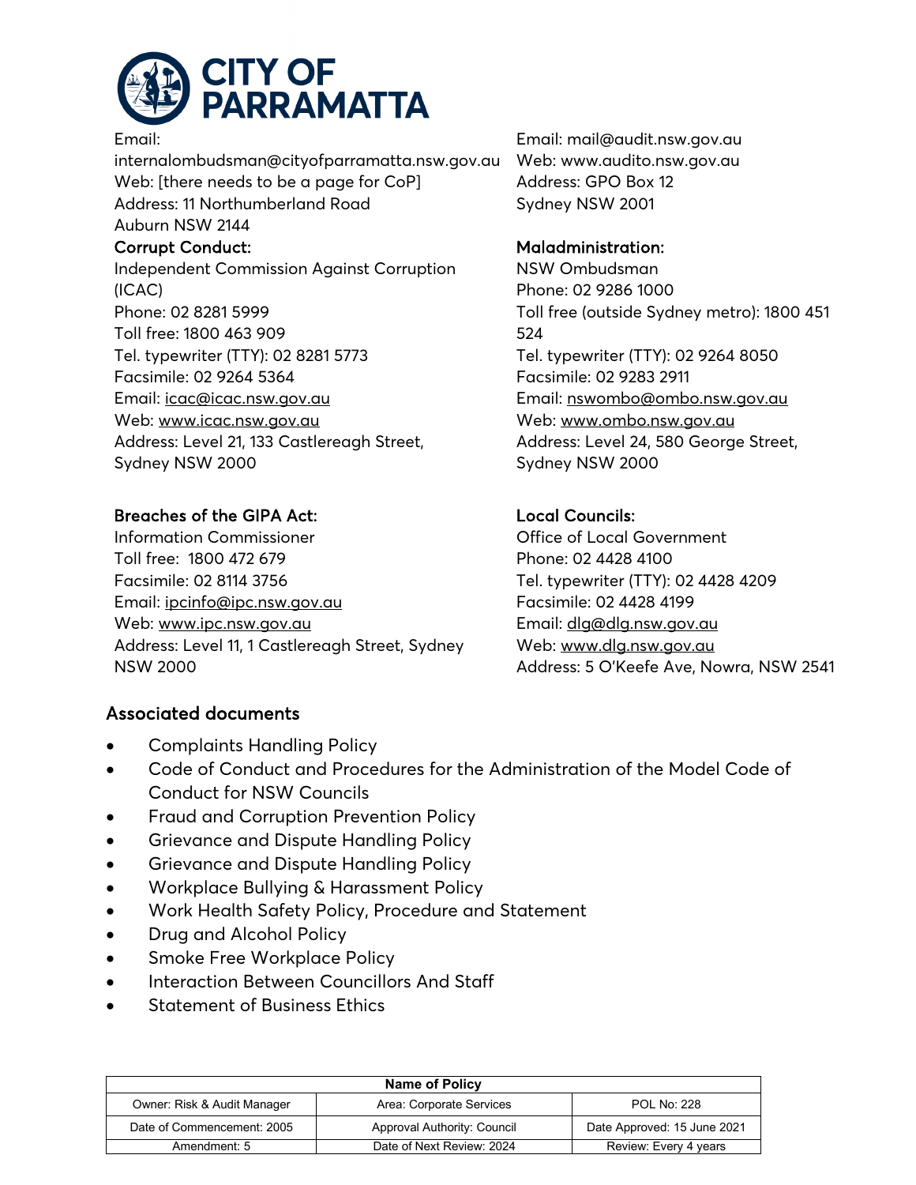Email: internalombudsman@cityofparramatta.nsw.gov.au
Web: [there needs to be a page for CoP]
Address: 11 Northumberland Road
Auburn NSW 2144

Email: mail@audit.nsw.gov.au
Web: www.audito.nsw.gov.au
Address: GPO Box 12
Sydney NSW 2001

**Corrupt Conduct:**
Independent Commission Against Corruption (ICAC)
Phone: 02 8281 5999
Toll free: 1800 463 909
Tel. typewriter (TTY): 02 8281 5773
Facsimile: 02 9264 5364
Email: icac@icac.nsw.gov.au
Web: www.icac.nsw.gov.au
Address: Level 21, 133 Castlereagh Street, Sydney NSW 2000

**Maladministration:**
NSW Ombudsman
Phone: 02 9286 1000
Toll free (outside Sydney metro): 1800 451 524
Tel. typewriter (TTY): 02 9264 8050
Facsimile: 02 9283 2911
Email: nswombo@ombo.nsw.gov.au
Web: www.ombo.nsw.gov.au
Address: Level 24, 580 George Street, Sydney NSW 2000

**Breaches of the GIPA Act:**
Information Commissioner
Toll free: 1800 472 679
Facsimile: 02 8114 3756
Email: ipcinfo@ipc.nsw.gov.au
Web: www.ipc.nsw.gov.au
Address: Level 11, 1 Castlereagh Street, Sydney NSW 2000

**Local Councils:**
Office of Local Government
Phone: 02 4428 4100
Tel. typewriter (TTY): 02 4428 4209
Facsimile: 02 4428 4199
Email: dlg@dlg.nsw.gov.au
Web: www.dlg.nsw.gov.au
Address: 5 O'Keefe Ave, Nowra, NSW 2541

## Associated documents

- Complaints Handling Policy
- Code of Conduct and Procedures for the Administration of the Model Code of Conduct for NSW Councils
- Fraud and Corruption Prevention Policy
- Grievance and Dispute Handling Policy
- Grievance and Dispute Handling Policy
- Workplace Bullying & Harassment Policy
- Work Health Safety Policy, Procedure and Statement
- Drug and Alcohol Policy
- Smoke Free Workplace Policy
- Interaction Between Councillors And Staff
- Statement of Business Ethics

| Name of Policy | | |
|---|---|---|
| Owner: Risk & Audit Manager | Area: Corporate Services | POL No: 228 |
| Date of Commencement: 2005 | Approval Authority: Council | Date Approved: 15 June 2021 |
| Amendment: 5 | Date of Next Review: 2024 | Review: Every 4 years |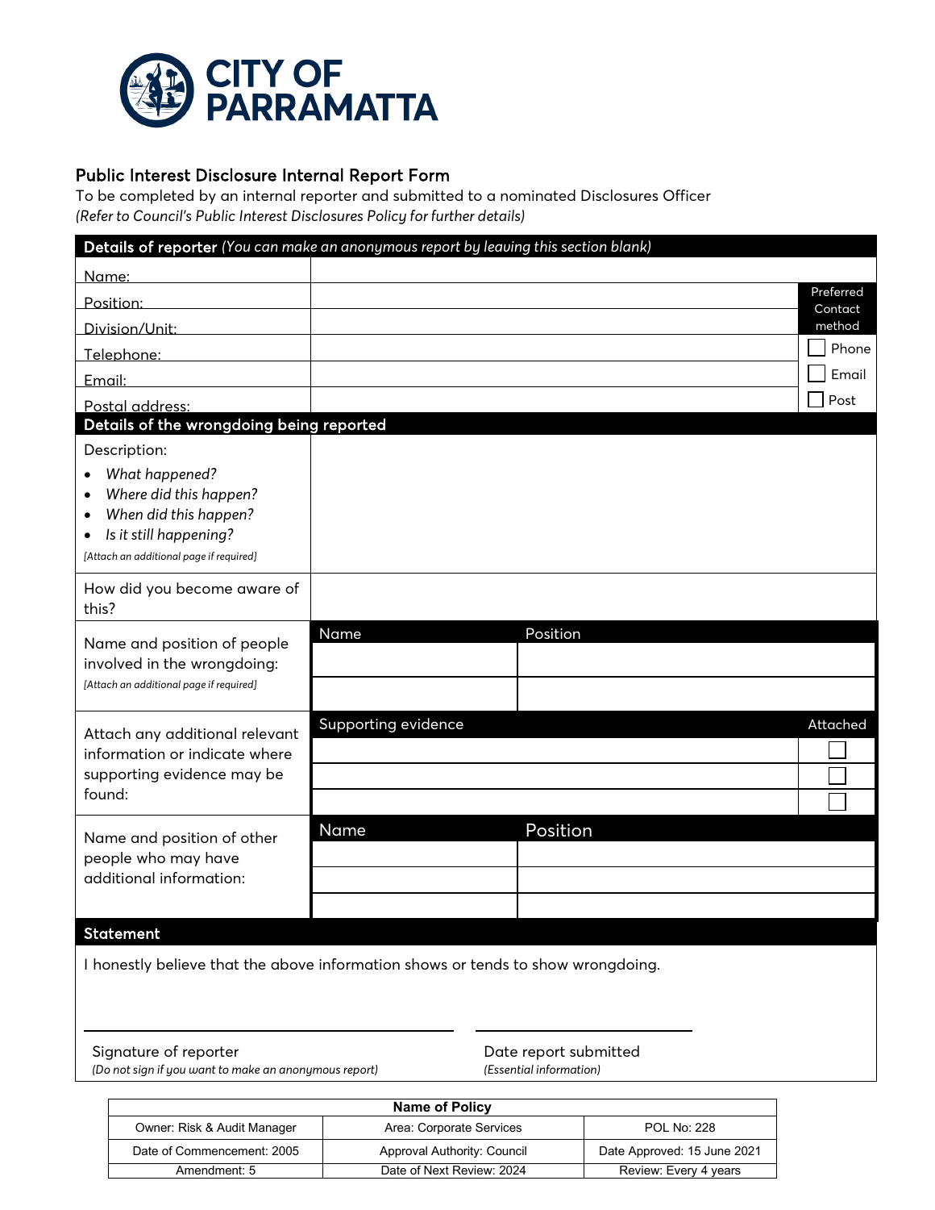CITY OF PARRAMATTA

## Public Interest Disclosure Internal Report Form

To be completed by an internal reporter and submitted to a nominated Disclosures Officer
*(Refer to Council's Public Interest Disclosures Policy for further details)*

**Details of reporter** *(You can make an anonymous report by leaving this section blank)*

| | | Preferred Contact method |
|---|---|---|
| Name: | | |
| Position: | | |
| Division/Unit: | | |
| Telephone: | | ☐ Phone |
| Email: | | ☐ Email |
| Postal address: | | ☐ Post |

**Details of the wrongdoing being reported**

| | |
|---|---|
| Description:<br>• *What happened?*<br>• *Where did this happen?*<br>• *When did this happen?*<br>• *Is it still happening?*<br>*[Attach an additional page if required]* | |
| How did you become aware of this? | |

**Name and position of people involved in the wrongdoing:**
*[Attach an additional page if required]*

| Name | Position |
|---|---|
| | |
| | |

**Attach any additional relevant information or indicate where supporting evidence may be found:**

| Supporting evidence | Attached |
|---|---|
| | ☐ |
| | ☐ |
| | ☐ |

**Name and position of other people who may have additional information:**

| Name | Position |
|---|---|
| | |
| | |
| | |

**Statement**

I honestly believe that the above information shows or tends to show wrongdoing.

\_\_\_\_\_\_\_\_\_\_\_\_\_\_\_\_\_\_\_\_\_\_\_\_\_\_\_\_\_\_ \_\_\_\_\_\_\_\_\_\_\_\_\_\_\_\_\_\_\_\_

Signature of reporter
*(Do not sign if you want to make an anonymous report)*

Date report submitted
*(Essential information)*

| Name of Policy | | |
|---|---|---|
| Owner: Risk & Audit Manager | Area: Corporate Services | POL No: 228 |
| Date of Commencement: 2005 | Approval Authority: Council | Date Approved: 15 June 2021 |
| Amendment: 5 | Date of Next Review: 2024 | Review: Every 4 years |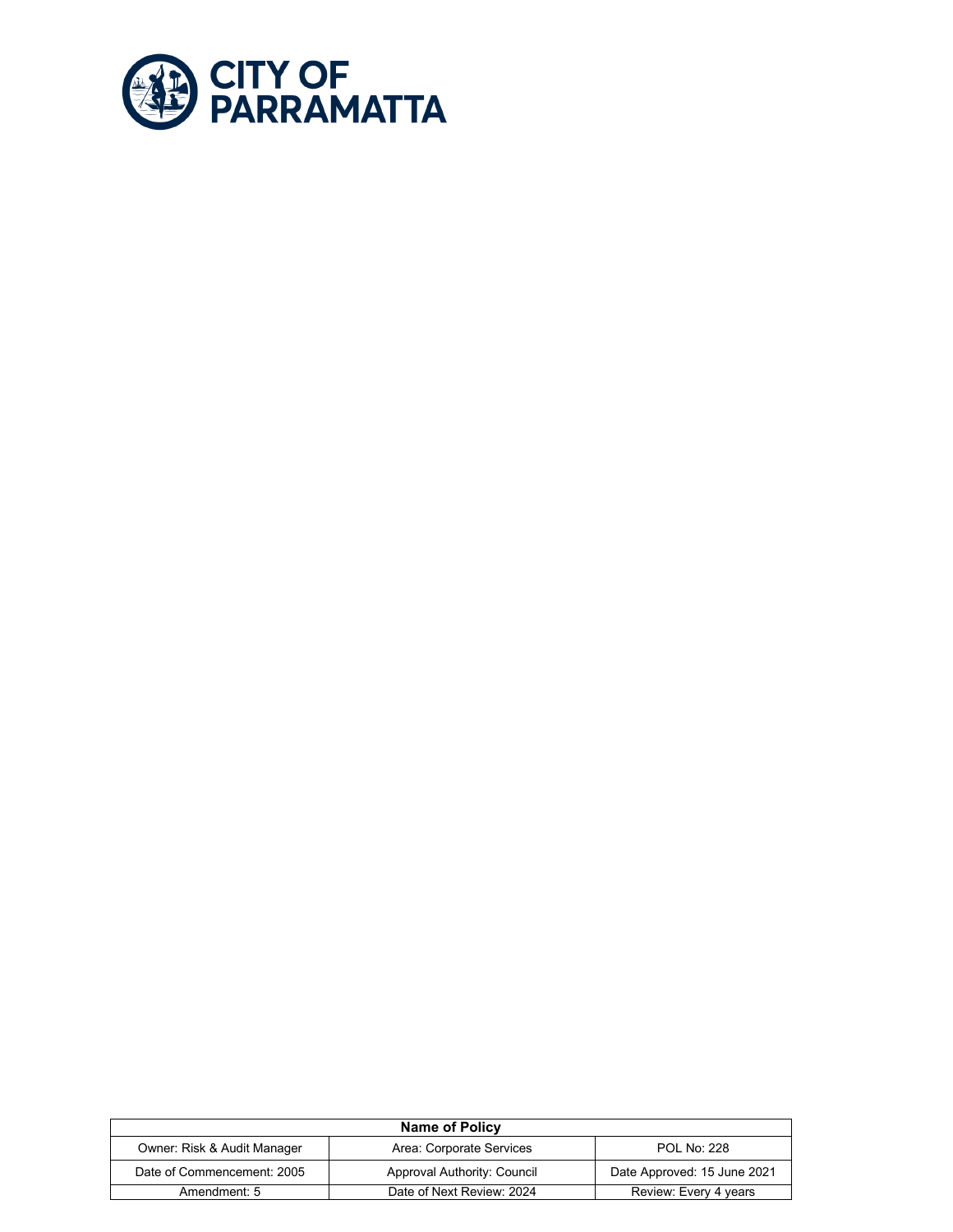CITY OF PARRAMATTA

| Name of Policy | | |
|---|---|---|
| Owner: Risk & Audit Manager | Area: Corporate Services | POL No: 228 |
| Date of Commencement: 2005 | Approval Authority: Council | Date Approved: 15 June 2021 |
| Amendment: 5 | Date of Next Review: 2024 | Review: Every 4 years |